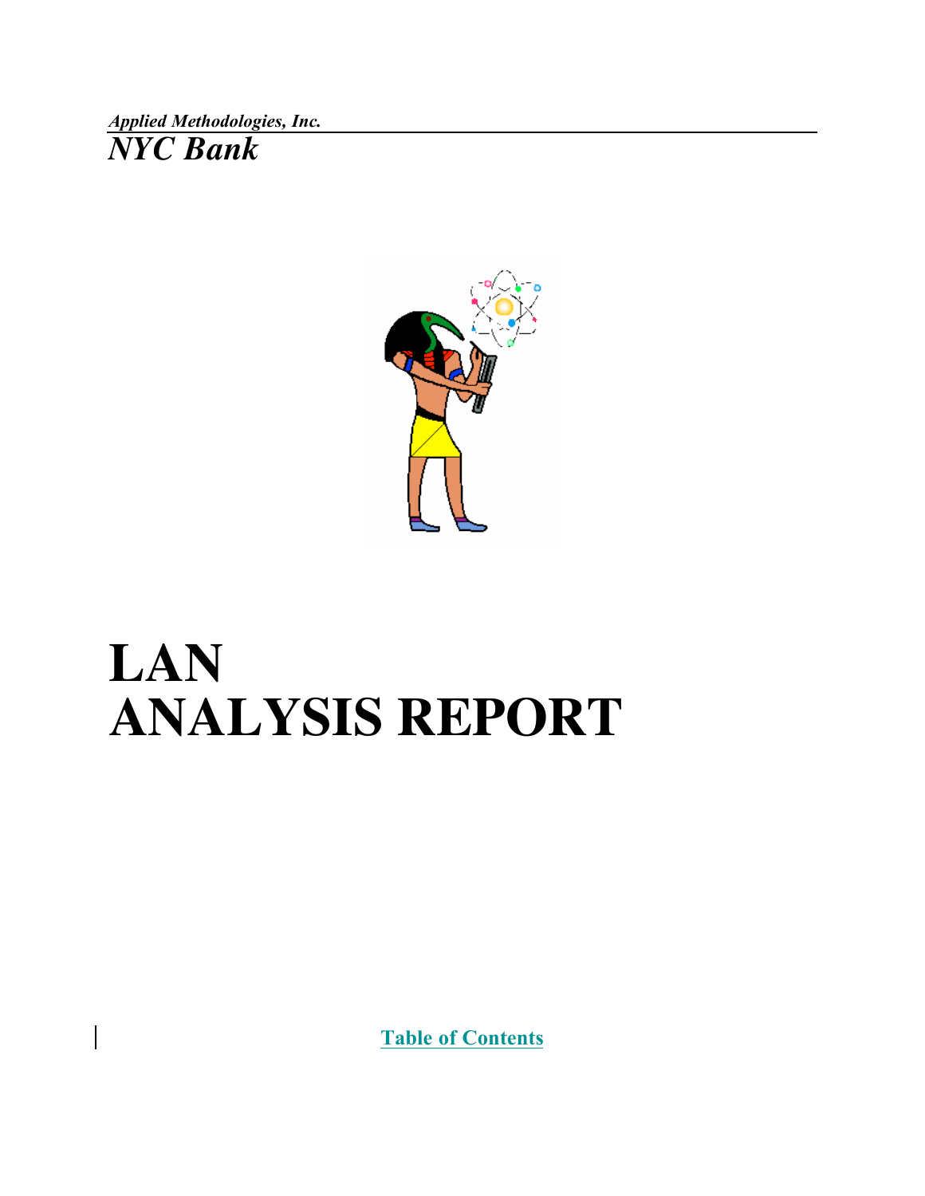*Applied Methodologies, Inc.*

*NYC Bank*

# LAN ANALYSIS REPORT

[Table of Contents]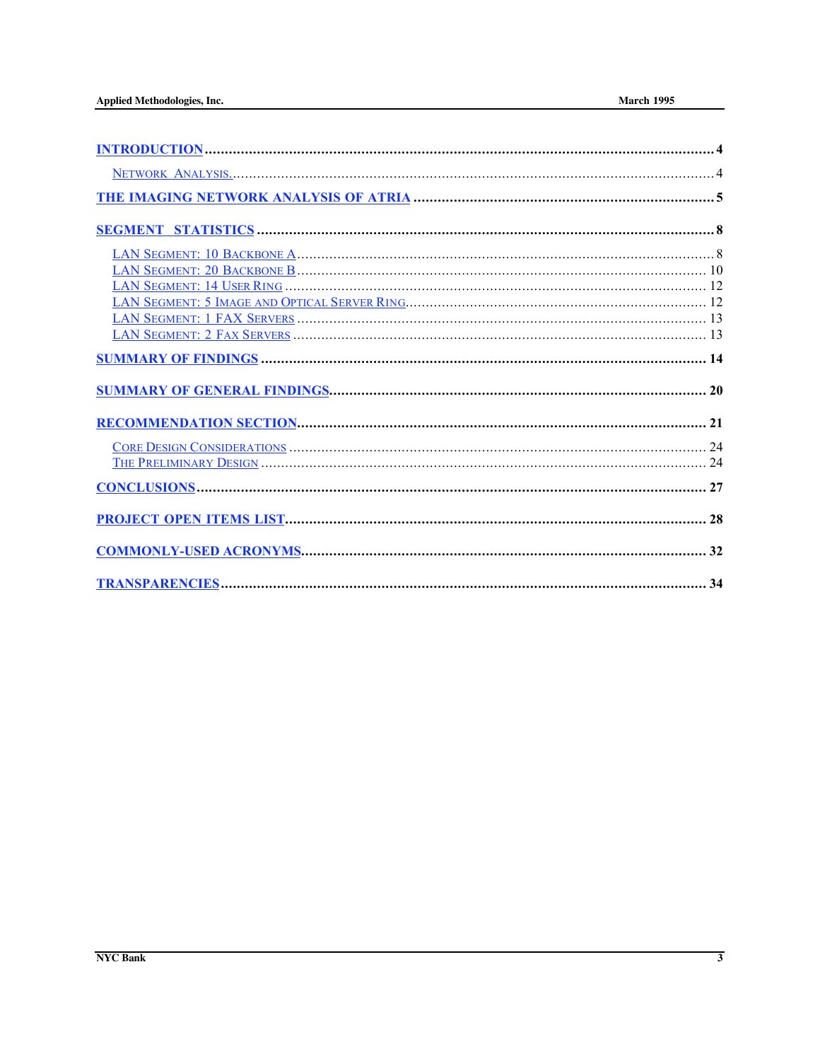INTRODUCTION ........................................................................................................................ 4

NETWORK ANALYSIS. ................................................................................................................... 4

THE IMAGING NETWORK ANALYSIS OF ATRIA ........................................................................ 5

SEGMENT STATISTICS ................................................................................................................ 8

LAN SEGMENT: 10 BACKBONE A ................................................................................................ 8
LAN SEGMENT: 20 BACKBONE B ................................................................................................ 10
LAN SEGMENT: 14 USER RING .................................................................................................. 12
LAN SEGMENT: 5 IMAGE AND OPTICAL SERVER RING ............................................................... 12
LAN SEGMENT: 1 FAX SERVERS ................................................................................................ 13
LAN SEGMENT: 2 FAX SERVERS ................................................................................................ 13

SUMMARY OF FINDINGS ............................................................................................................ 14

SUMMARY OF GENERAL FINDINGS ............................................................................................ 20

RECOMMENDATION SECTION ..................................................................................................... 21

CORE DESIGN CONSIDERATIONS ................................................................................................ 24
THE PRELIMINARY DESIGN .......................................................................................................... 24

CONCLUSIONS ............................................................................................................................. 27

PROJECT OPEN ITEMS LIST ......................................................................................................... 28

COMMONLY-USED ACRONYMS .................................................................................................... 32

TRANSPARENCIES ........................................................................................................................ 34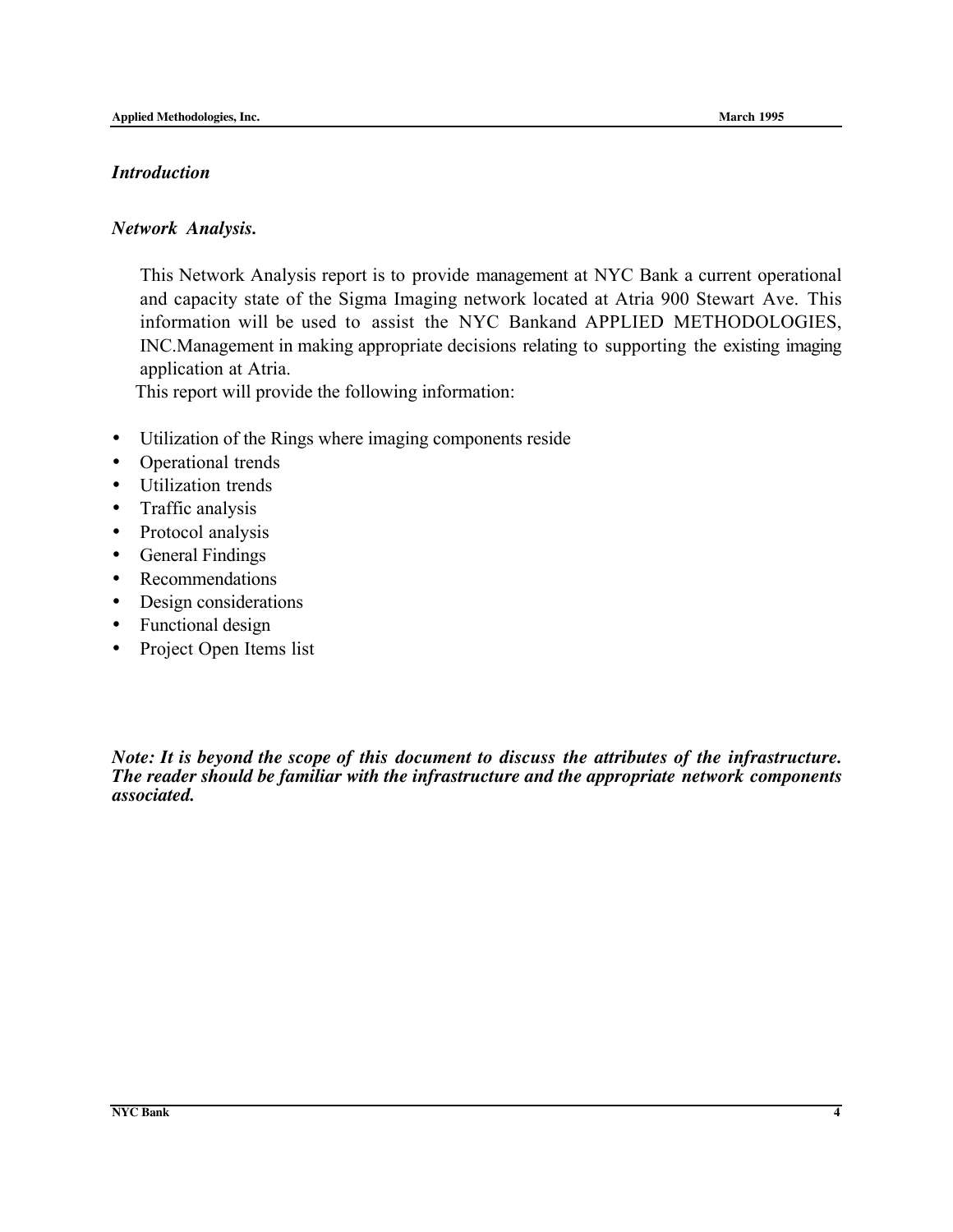## *Introduction*

### *Network Analysis.*

This Network Analysis report is to provide management at NYC Bank a current operational and capacity state of the Sigma Imaging network located at Atria 900 Stewart Ave. This information will be used to assist the NYC Bankand APPLIED METHODOLOGIES, INC.Management in making appropriate decisions relating to supporting the existing imaging application at Atria.

This report will provide the following information:

- Utilization of the Rings where imaging components reside
- Operational trends
- Utilization trends
- Traffic analysis
- Protocol analysis
- General Findings
- Recommendations
- Design considerations
- Functional design
- Project Open Items list

***Note: It is beyond the scope of this document to discuss the attributes of the infrastructure. The reader should be familiar with the infrastructure and the appropriate network components associated.***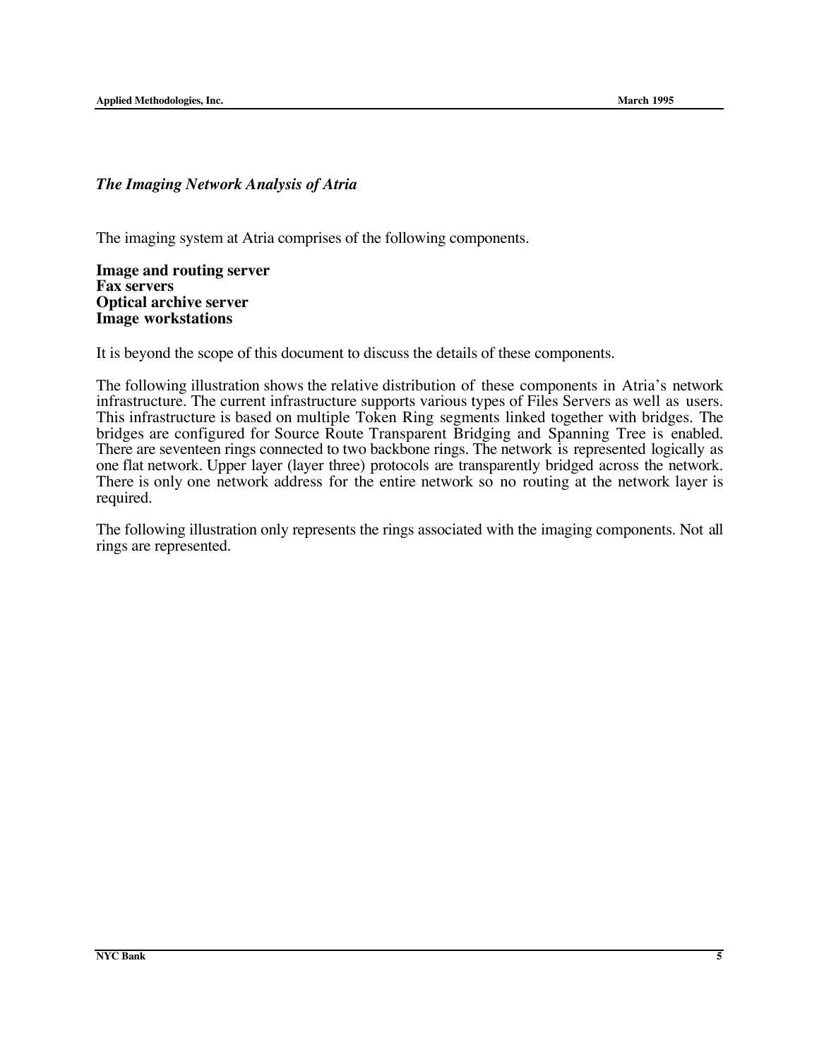### *The Imaging Network Analysis of Atria*

The imaging system at Atria comprises of the following components.

**Image and routing server**
**Fax servers**
**Optical archive server**
**Image workstations**

It is beyond the scope of this document to discuss the details of these components.

The following illustration shows the relative distribution of these components in Atria's network infrastructure. The current infrastructure supports various types of Files Servers as well as users. This infrastructure is based on multiple Token Ring segments linked together with bridges. The bridges are configured for Source Route Transparent Bridging and Spanning Tree is enabled. There are seventeen rings connected to two backbone rings. The network is represented logically as one flat network. Upper layer (layer three) protocols are transparently bridged across the network. There is only one network address for the entire network so no routing at the network layer is required.

The following illustration only represents the rings associated with the imaging components. Not all rings are represented.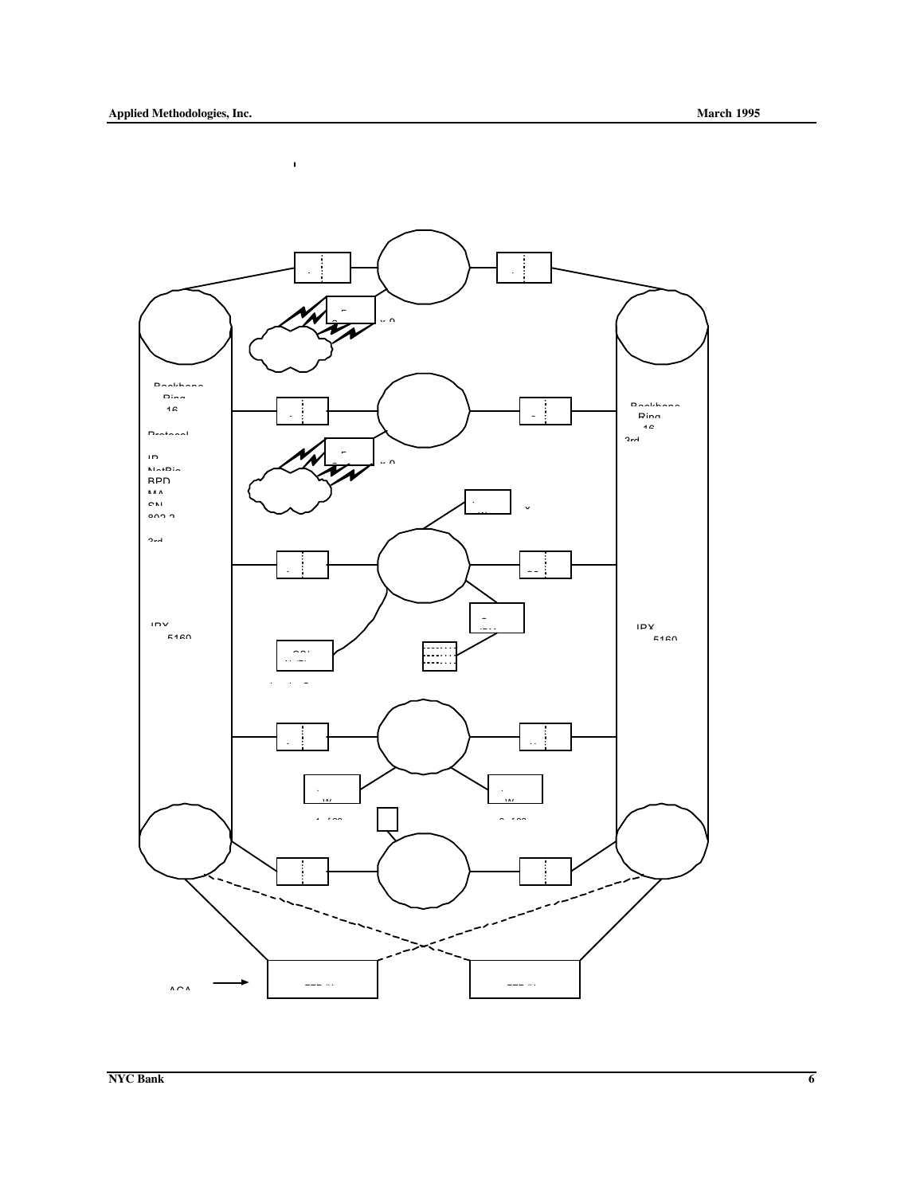Backbone Ring 16

Protocol

IP

NetBios

BPD

MA

SN

802.2

3rd

IPX 5160

Backbone Ring 16

3rd

IPX 5160

ACA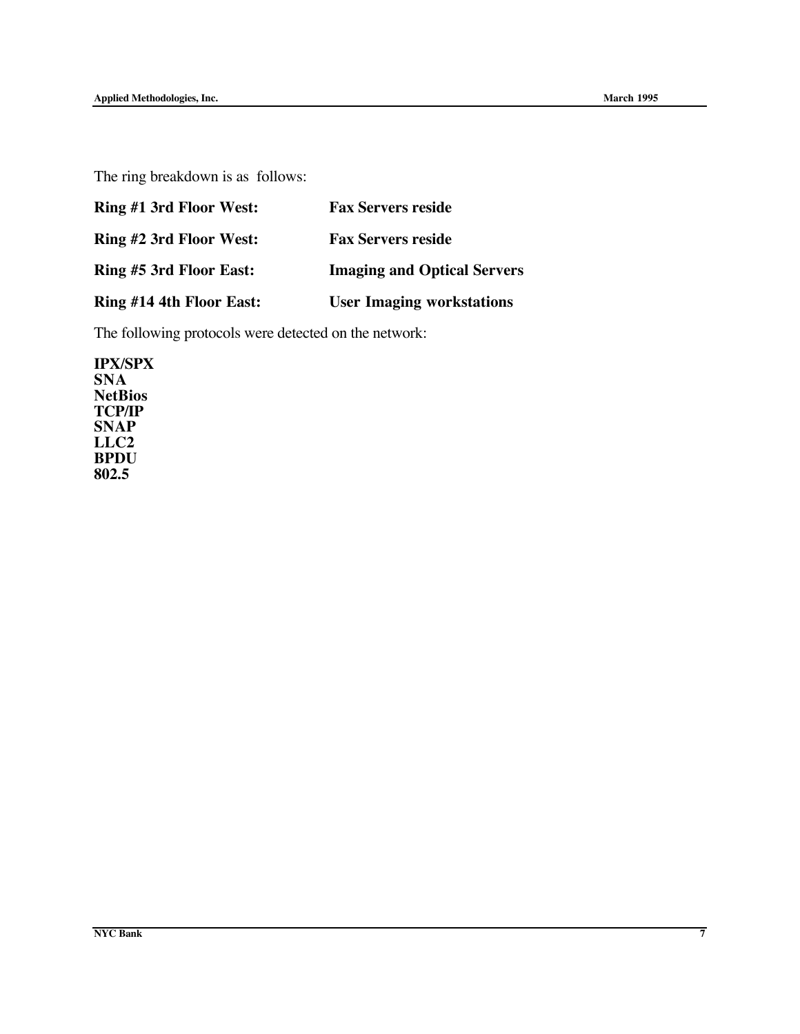The ring breakdown is as follows:

| | |
|---|---|
| **Ring #1 3rd Floor West:** | **Fax Servers reside** |
| **Ring #2 3rd Floor West:** | **Fax Servers reside** |
| **Ring #5 3rd Floor East:** | **Imaging and Optical Servers** |
| **Ring #14 4th Floor East:** | **User Imaging workstations** |

The following protocols were detected on the network:

**IPX/SPX**
**SNA**
**NetBios**
**TCP/IP**
**SNAP**
**LLC2**
**BPDU**
**802.5**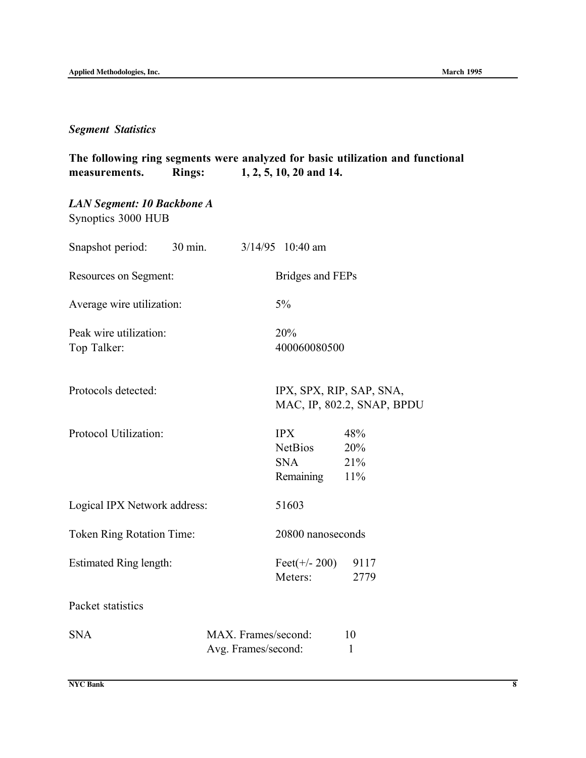*Segment Statistics*

**The following ring segments were analyzed for basic utilization and functional measurements. Rings: 1, 2, 5, 10, 20 and 14.**

***LAN Segment: 10 Backbone A***

Synoptics 3000 HUB

Snapshot period: 30 min. 3/14/95 10:40 am

Resources on Segment: Bridges and FEPs

Average wire utilization: 5%

Peak wire utilization: 20%

Top Talker: 400060080500

Protocols detected: IPX, SPX, RIP, SAP, SNA, MAC, IP, 802.2, SNAP, BPDU

Protocol Utilization:

| | |
|---|---|
| IPX | 48% |
| NetBios | 20% |
| SNA | 21% |
| Remaining | 11% |

Logical IPX Network address: 51603

Token Ring Rotation Time: 20800 nanoseconds

Estimated Ring length:

| | |
|---|---|
| Feet(+/- 200) | 9117 |
| Meters: | 2779 |

Packet statistics

| | | |
|---|---|---|
| SNA | MAX. Frames/second: | 10 |
| | Avg. Frames/second: | 1 |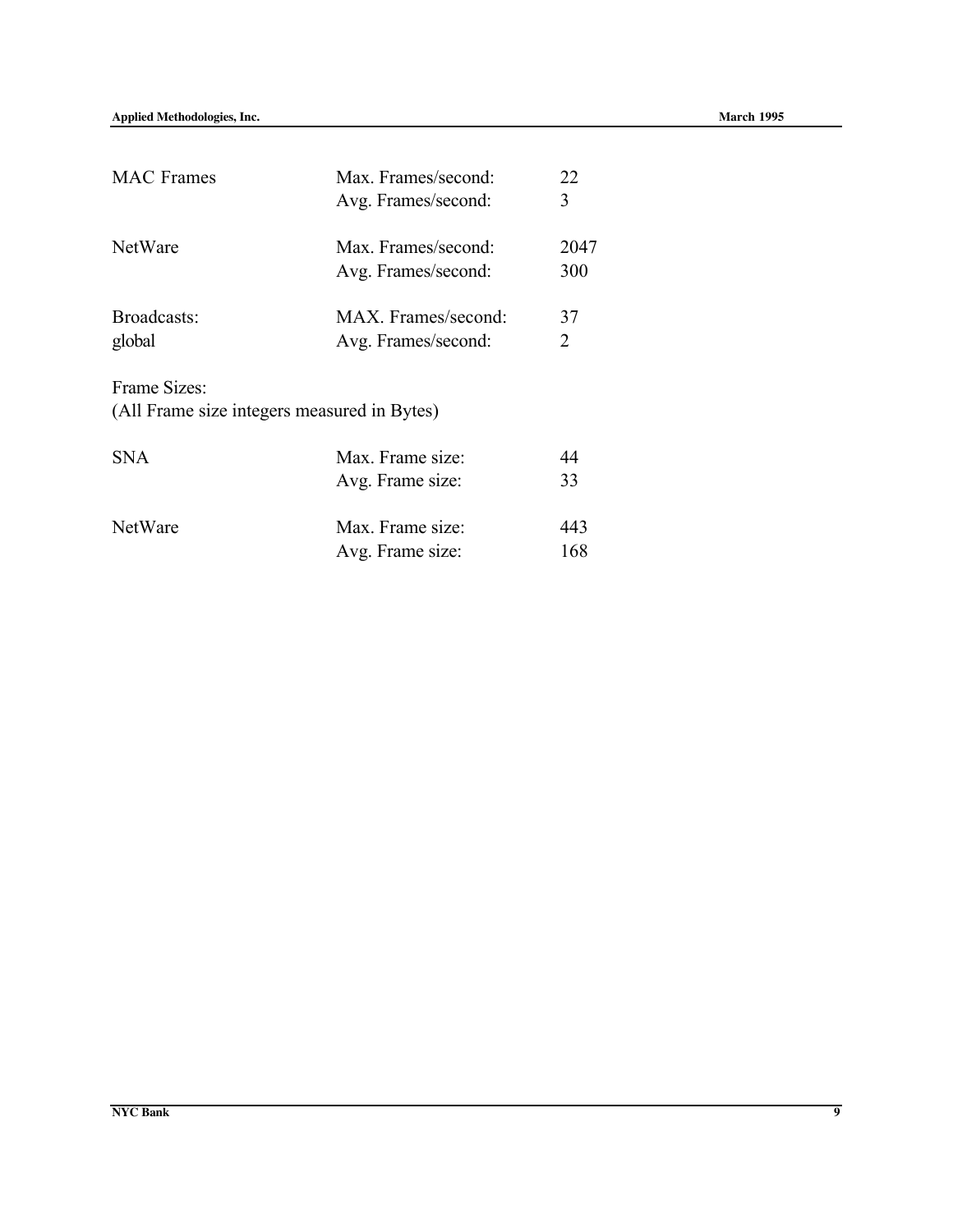| | | |
|---|---|---|
| MAC Frames | Max. Frames/second: | 22 |
| | Avg. Frames/second: | 3 |
| NetWare | Max. Frames/second: | 2047 |
| | Avg. Frames/second: | 300 |
| Broadcasts: | MAX. Frames/second: | 37 |
| global | Avg. Frames/second: | 2 |

Frame Sizes:
(All Frame size integers measured in Bytes)

| | | |
|---|---|---|
| SNA | Max. Frame size: | 44 |
| | Avg. Frame size: | 33 |
| NetWare | Max. Frame size: | 443 |
| | Avg. Frame size: | 168 |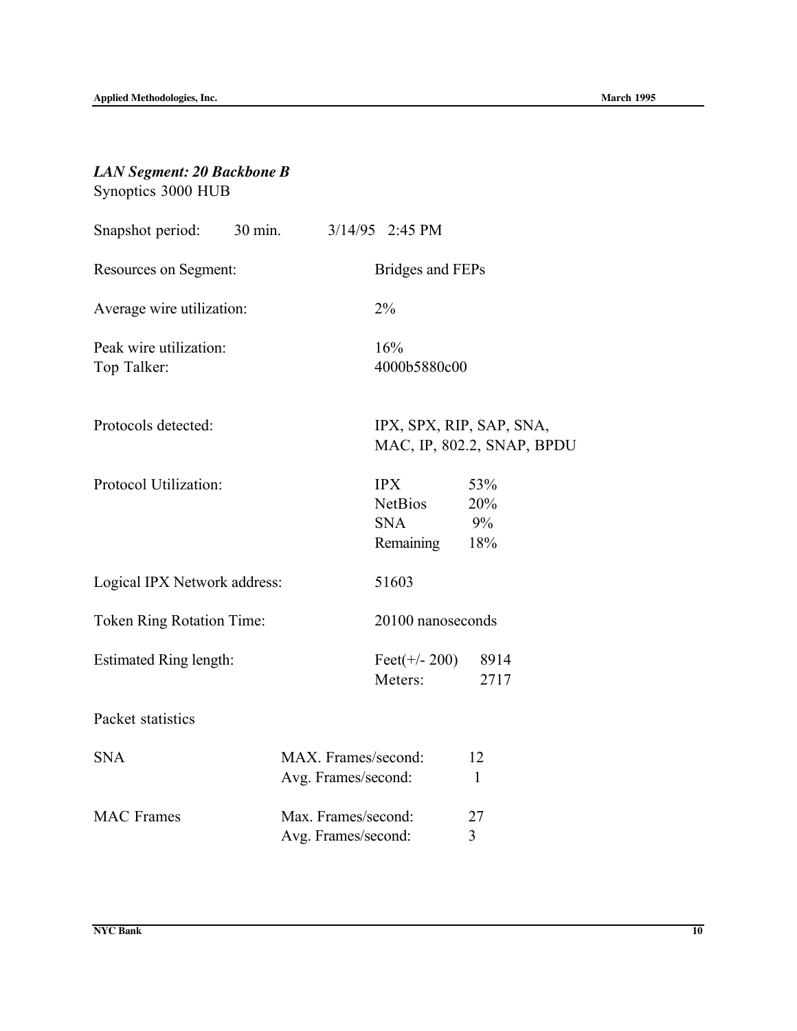### *LAN Segment: 20 Backbone B*

Synoptics 3000 HUB

Snapshot period: 30 min. 3/14/95 2:45 PM

Resources on Segment: Bridges and FEPs

Average wire utilization: 2%

Peak wire utilization: 16%

Top Talker: 4000b5880c00

Protocols detected: IPX, SPX, RIP, SAP, SNA, MAC, IP, 802.2, SNAP, BPDU

Protocol Utilization:

| Protocol | Utilization |
|---|---|
| IPX | 53% |
| NetBios | 20% |
| SNA | 9% |
| Remaining | 18% |

Logical IPX Network address: 51603

Token Ring Rotation Time: 20100 nanoseconds

Estimated Ring length:

| | |
|---|---|
| Feet(+/- 200) | 8914 |
| Meters: | 2717 |

Packet statistics

| | | |
|---|---|---|
| SNA | MAX. Frames/second: | 12 |
| | Avg. Frames/second: | 1 |
| MAC Frames | Max. Frames/second: | 27 |
| | Avg. Frames/second: | 3 |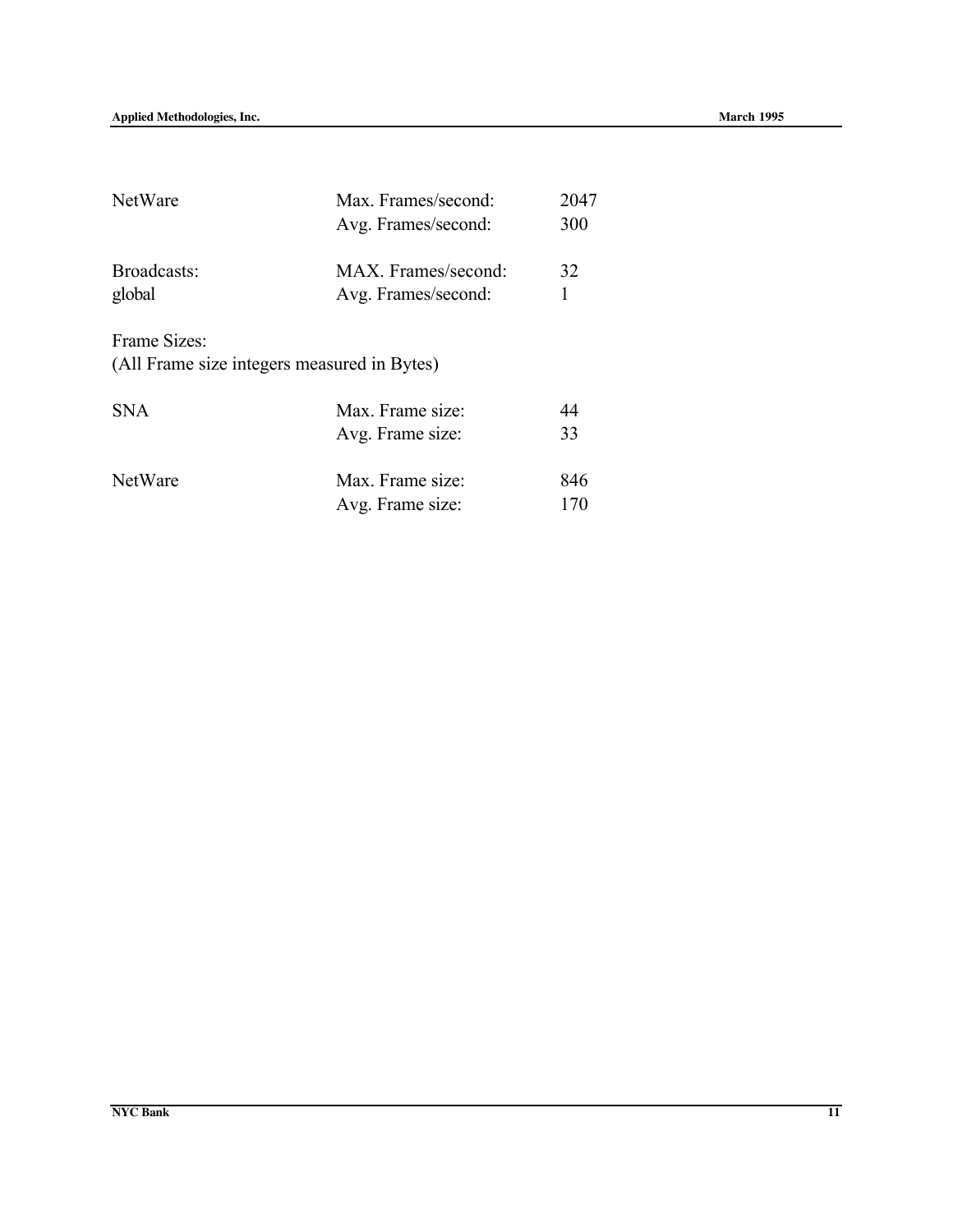| | | |
|---|---|---|
| NetWare | Max. Frames/second: | 2047 |
| | Avg. Frames/second: | 300 |
| Broadcasts: | MAX. Frames/second: | 32 |
| global | Avg. Frames/second: | 1 |

Frame Sizes:
(All Frame size integers measured in Bytes)

| | | |
|---|---|---|
| SNA | Max. Frame size: | 44 |
| | Avg. Frame size: | 33 |
| NetWare | Max. Frame size: | 846 |
| | Avg. Frame size: | 170 |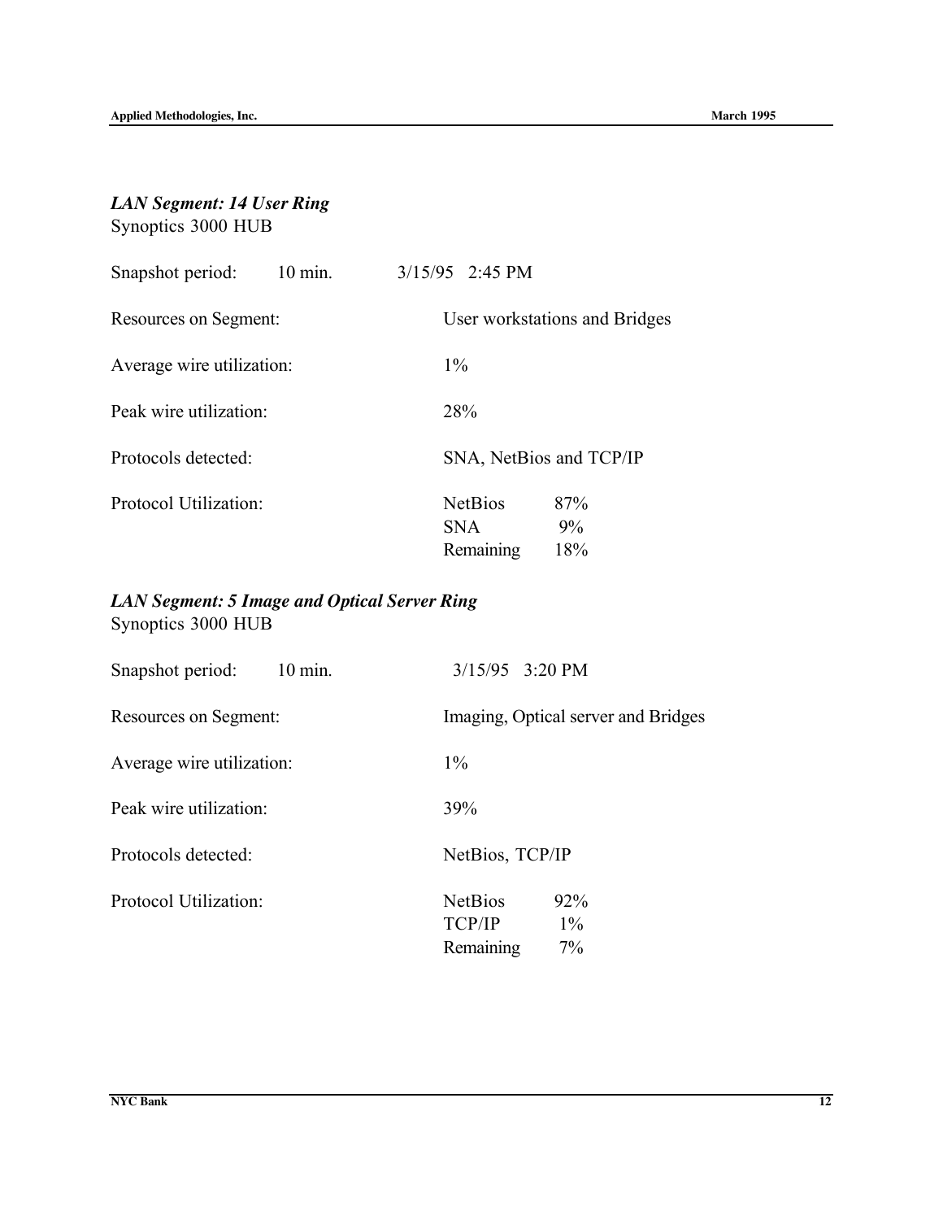*LAN Segment: 14 User Ring*

Synoptics 3000 HUB

| | | |
|---|---|---|
| Snapshot period: | 10 min. | 3/15/95 2:45 PM |
| Resources on Segment: | | User workstations and Bridges |
| Average wire utilization: | | 1% |
| Peak wire utilization: | | 28% |
| Protocols detected: | | SNA, NetBios and TCP/IP |
| Protocol Utilization: | | NetBios 87% |
| | | SNA 9% |
| | | Remaining 18% |

*LAN Segment: 5 Image and Optical Server Ring*

Synoptics 3000 HUB

| | | |
|---|---|---|
| Snapshot period: | 10 min. | 3/15/95 3:20 PM |
| Resources on Segment: | | Imaging, Optical server and Bridges |
| Average wire utilization: | | 1% |
| Peak wire utilization: | | 39% |
| Protocols detected: | | NetBios, TCP/IP |
| Protocol Utilization: | | NetBios 92% |
| | | TCP/IP 1% |
| | | Remaining 7% |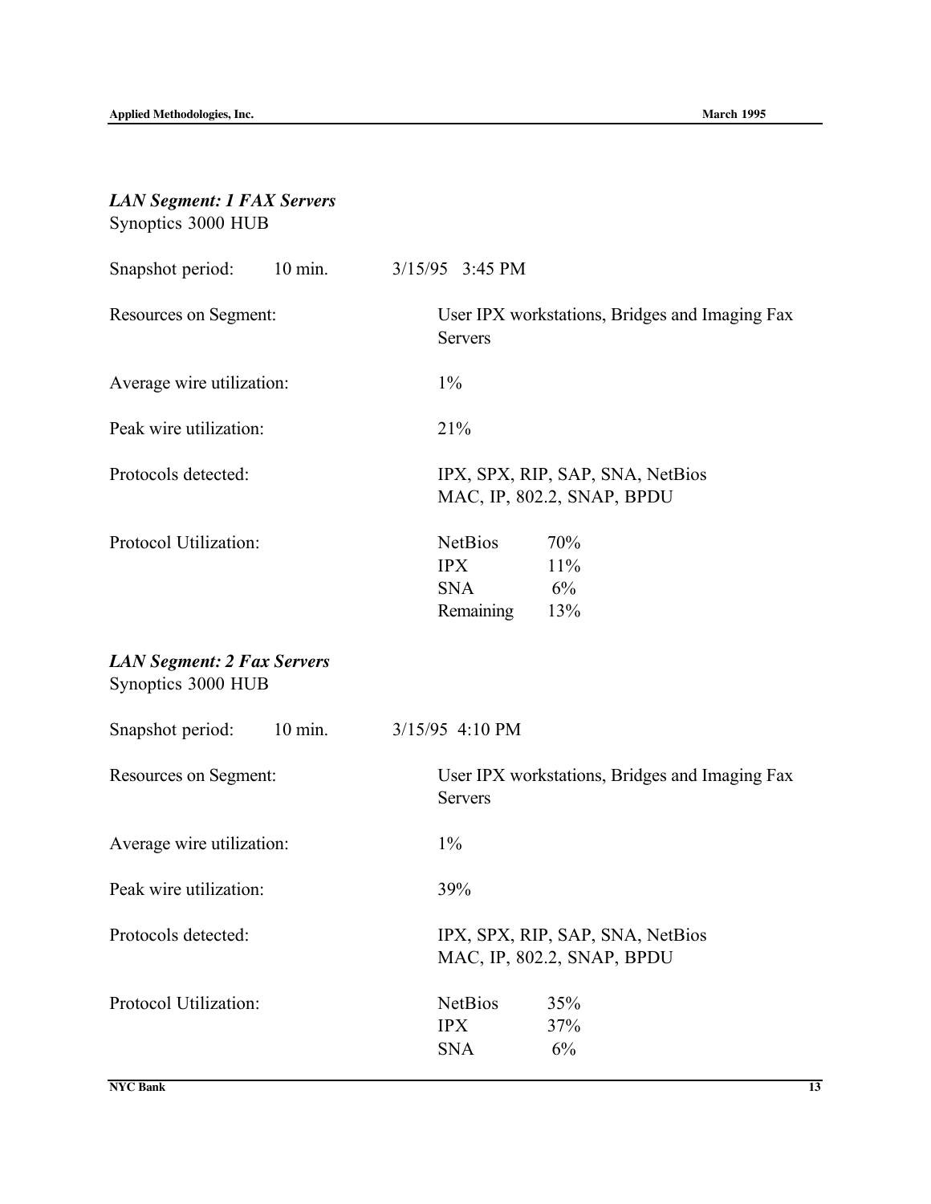### *LAN Segment: 1 FAX Servers*

Synoptics 3000 HUB

| | |
|---|---|
| Snapshot period: 10 min. | 3/15/95 3:45 PM |
| Resources on Segment: | User IPX workstations, Bridges and Imaging Fax Servers |
| Average wire utilization: | 1% |
| Peak wire utilization: | 21% |
| Protocols detected: | IPX, SPX, RIP, SAP, SNA, NetBios MAC, IP, 802.2, SNAP, BPDU |
| Protocol Utilization: | NetBios 70%<br>IPX 11%<br>SNA 6%<br>Remaining 13% |

### *LAN Segment: 2 Fax Servers*

Synoptics 3000 HUB

| | |
|---|---|
| Snapshot period: 10 min. | 3/15/95 4:10 PM |
| Resources on Segment: | User IPX workstations, Bridges and Imaging Fax Servers |
| Average wire utilization: | 1% |
| Peak wire utilization: | 39% |
| Protocols detected: | IPX, SPX, RIP, SAP, SNA, NetBios MAC, IP, 802.2, SNAP, BPDU |
| Protocol Utilization: | NetBios 35%<br>IPX 37%<br>SNA 6% |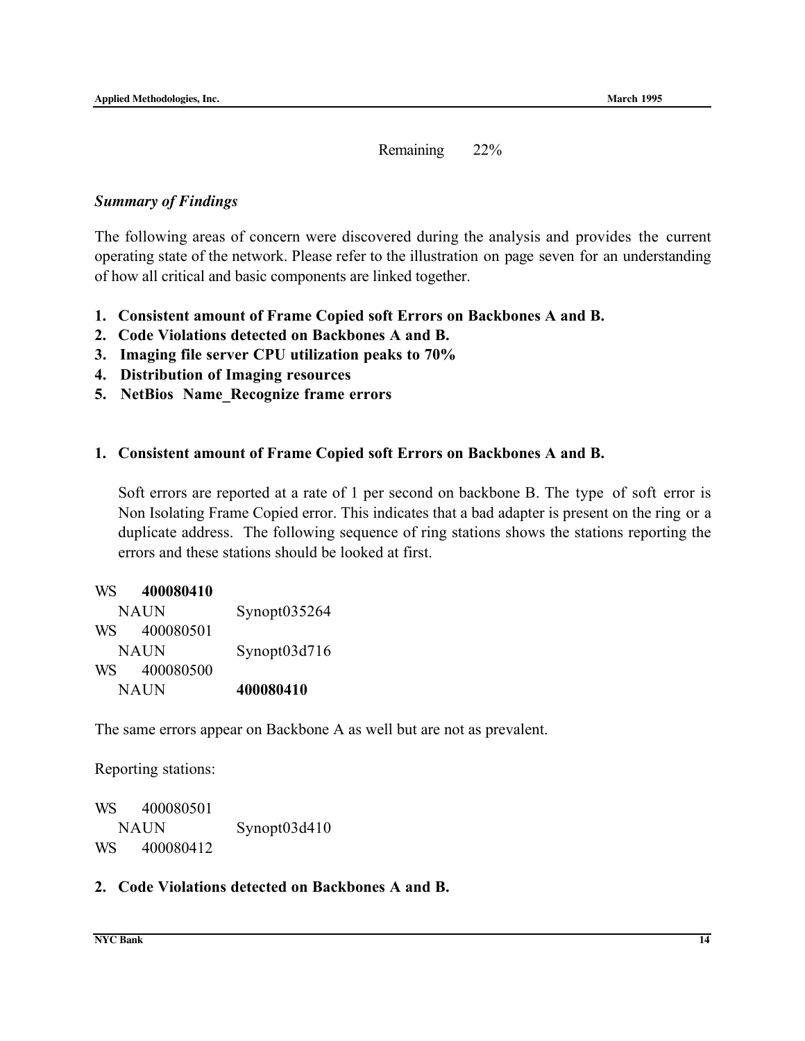Remaining 22%

*Summary of Findings*

The following areas of concern were discovered during the analysis and provides the current operating state of the network. Please refer to the illustration on page seven for an understanding of how all critical and basic components are linked together.

1. **Consistent amount of Frame Copied soft Errors on Backbones A and B.**
2. **Code Violations detected on Backbones A and B.**
3. **Imaging file server CPU utilization peaks to 70%**
4. **Distribution of Imaging resources**
5. **NetBios Name_Recognize frame errors**

**1. Consistent amount of Frame Copied soft Errors on Backbones A and B.**

Soft errors are reported at a rate of 1 per second on backbone B. The type of soft error is Non Isolating Frame Copied error. This indicates that a bad adapter is present on the ring or a duplicate address. The following sequence of ring stations shows the stations reporting the errors and these stations should be looked at first.

WS **400080410**
NAUN Synopt035264
WS 400080501
NAUN Synopt03d716
WS 400080500
NAUN **400080410**

The same errors appear on Backbone A as well but are not as prevalent.

Reporting stations:

WS 400080501
NAUN Synopt03d410
WS 400080412

**2. Code Violations detected on Backbones A and B.**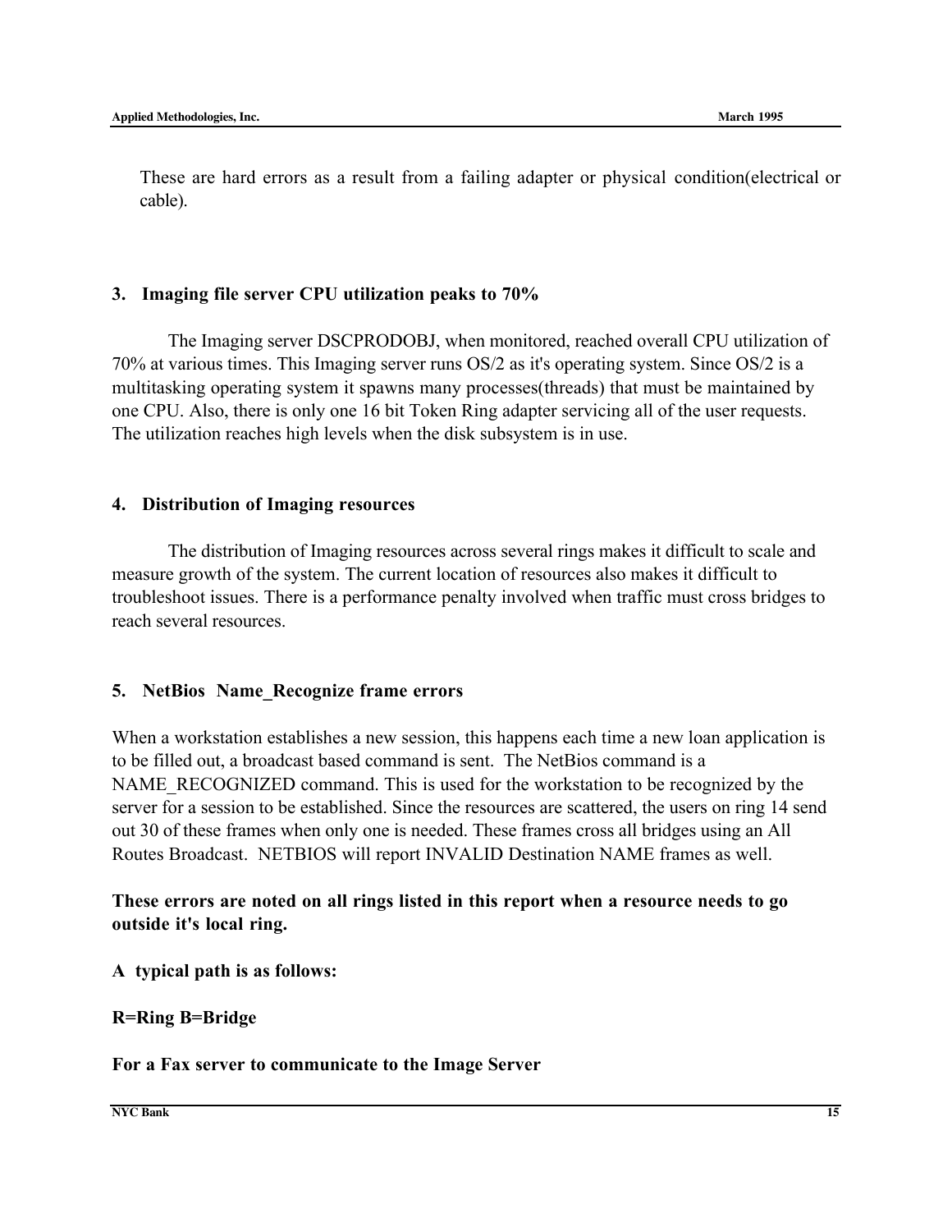These are hard errors as a result from a failing adapter or physical condition(electrical or cable).

### 3. Imaging file server CPU utilization peaks to 70%

The Imaging server DSCPRODOBJ, when monitored, reached overall CPU utilization of 70% at various times. This Imaging server runs OS/2 as it's operating system. Since OS/2 is a multitasking operating system it spawns many processes(threads) that must be maintained by one CPU. Also, there is only one 16 bit Token Ring adapter servicing all of the user requests. The utilization reaches high levels when the disk subsystem is in use.

### 4. Distribution of Imaging resources

The distribution of Imaging resources across several rings makes it difficult to scale and measure growth of the system. The current location of resources also makes it difficult to troubleshoot issues. There is a performance penalty involved when traffic must cross bridges to reach several resources.

### 5. NetBios Name_Recognize frame errors

When a workstation establishes a new session, this happens each time a new loan application is to be filled out, a broadcast based command is sent. The NetBios command is a NAME_RECOGNIZED command. This is used for the workstation to be recognized by the server for a session to be established. Since the resources are scattered, the users on ring 14 send out 30 of these frames when only one is needed. These frames cross all bridges using an All Routes Broadcast. NETBIOS will report INVALID Destination NAME frames as well.

**These errors are noted on all rings listed in this report when a resource needs to go outside it's local ring.**

**A typical path is as follows:**

**R=Ring B=Bridge**

**For a Fax server to communicate to the Image Server**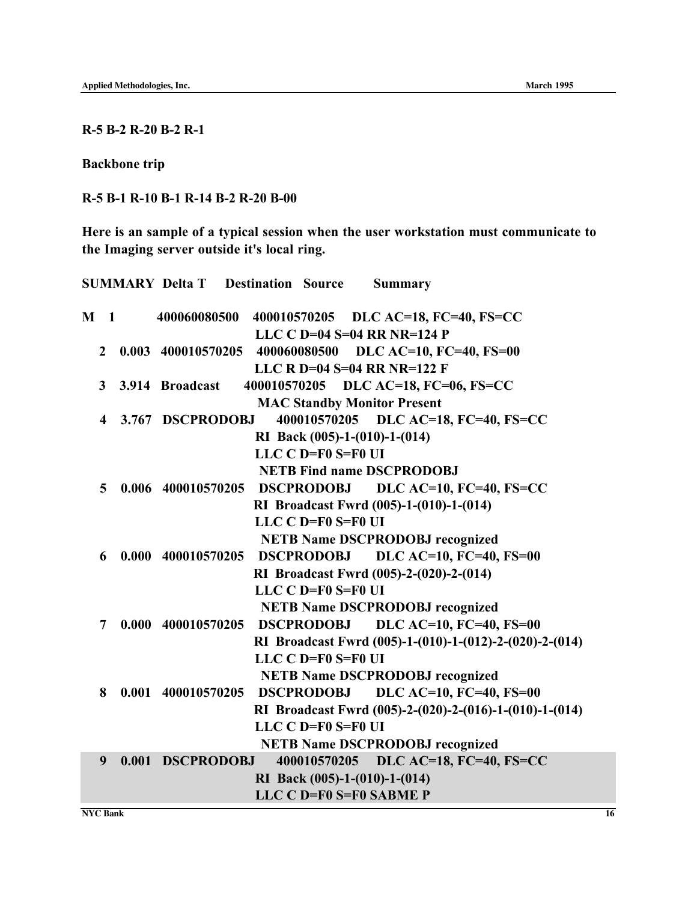**R-5 B-2 R-20 B-2 R-1**

**Backbone trip**

**R-5 B-1 R-10 B-1 R-14 B-2 R-20 B-00**

**Here is an sample of a typical session when the user workstation must communicate to the Imaging server outside it's local ring.**

```
SUMMARY  Delta T     Destination   Source        Summary

M   1            400060080500    400010570205     DLC AC=18, FC=40, FS=CC
                                 LLC C D=04 S=04 RR NR=124 P
    2   0.003   400010570205    400060080500     DLC AC=10, FC=40, FS=00
                                 LLC R D=04 S=04 RR NR=122 F
    3   3.914   Broadcast       400010570205     DLC AC=18, FC=06, FS=CC
                                 MAC Standby Monitor Present
    4   3.767   DSCPRODOBJ      400010570205     DLC AC=18, FC=40, FS=CC
                                 RI  Back (005)-1-(010)-1-(014)
                                 LLC C D=F0 S=F0 UI
                                  NETB Find name DSCPRODOBJ
    5   0.006   400010570205    DSCPRODOBJ       DLC AC=10, FC=40, FS=CC
                                 RI  Broadcast Fwrd (005)-1-(010)-1-(014)
                                 LLC C D=F0 S=F0 UI
                                  NETB Name DSCPRODOBJ recognized
    6   0.000   400010570205    DSCPRODOBJ       DLC AC=10, FC=40, FS=00
                                 RI  Broadcast Fwrd (005)-2-(020)-2-(014)
                                 LLC C D=F0 S=F0 UI
                                  NETB Name DSCPRODOBJ recognized
    7   0.000   400010570205    DSCPRODOBJ       DLC AC=10, FC=40, FS=00
                                 RI  Broadcast Fwrd (005)-1-(010)-1-(012)-2-(020)-2-(014)
                                 LLC C D=F0 S=F0 UI
                                  NETB Name DSCPRODOBJ recognized
    8   0.001   400010570205    DSCPRODOBJ       DLC AC=10, FC=40, FS=00
                                 RI  Broadcast Fwrd (005)-2-(020)-2-(016)-1-(010)-1-(014)
                                 LLC C D=F0 S=F0 UI
                                  NETB Name DSCPRODOBJ recognized
    9   0.001   DSCPRODOBJ      400010570205     DLC AC=18, FC=40, FS=CC
                                 RI  Back (005)-1-(010)-1-(014)
                                 LLC C D=F0 S=F0 SABME P
```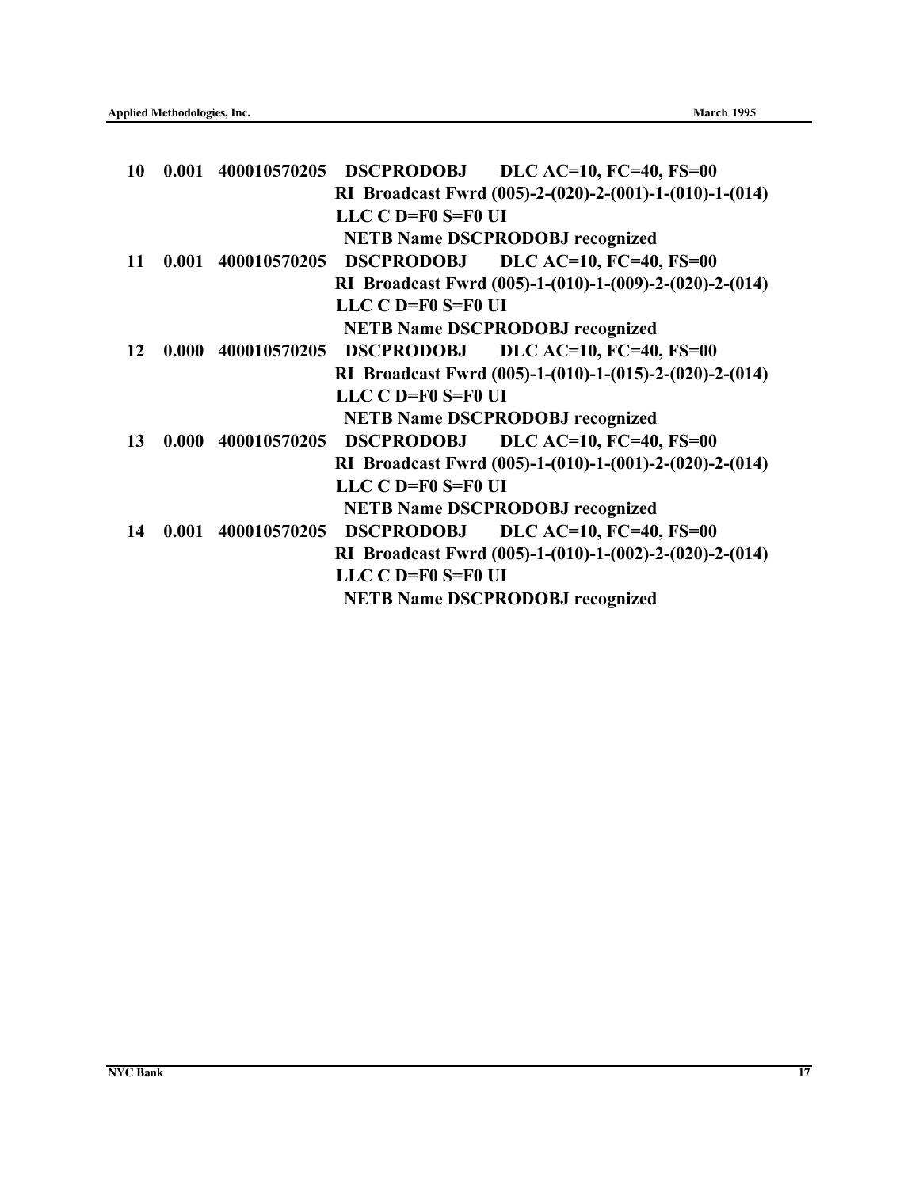```
10  0.001  400010570205  DSCPRODOBJ     DLC AC=10, FC=40, FS=00
                         RI  Broadcast Fwrd (005)-2-(020)-2-(001)-1-(010)-1-(014)
                         LLC C D=F0 S=F0 UI
                           NETB Name DSCPRODOBJ recognized
11  0.001  400010570205  DSCPRODOBJ     DLC AC=10, FC=40, FS=00
                         RI  Broadcast Fwrd (005)-1-(010)-1-(009)-2-(020)-2-(014)
                         LLC C D=F0 S=F0 UI
                           NETB Name DSCPRODOBJ recognized
12  0.000  400010570205  DSCPRODOBJ     DLC AC=10, FC=40, FS=00
                         RI  Broadcast Fwrd (005)-1-(010)-1-(015)-2-(020)-2-(014)
                         LLC C D=F0 S=F0 UI
                           NETB Name DSCPRODOBJ recognized
13  0.000  400010570205  DSCPRODOBJ     DLC AC=10, FC=40, FS=00
                         RI  Broadcast Fwrd (005)-1-(010)-1-(001)-2-(020)-2-(014)
                         LLC C D=F0 S=F0 UI
                           NETB Name DSCPRODOBJ recognized
14  0.001  400010570205  DSCPRODOBJ     DLC AC=10, FC=40, FS=00
                         RI  Broadcast Fwrd (005)-1-(010)-1-(002)-2-(020)-2-(014)
                         LLC C D=F0 S=F0 UI
                           NETB Name DSCPRODOBJ recognized
```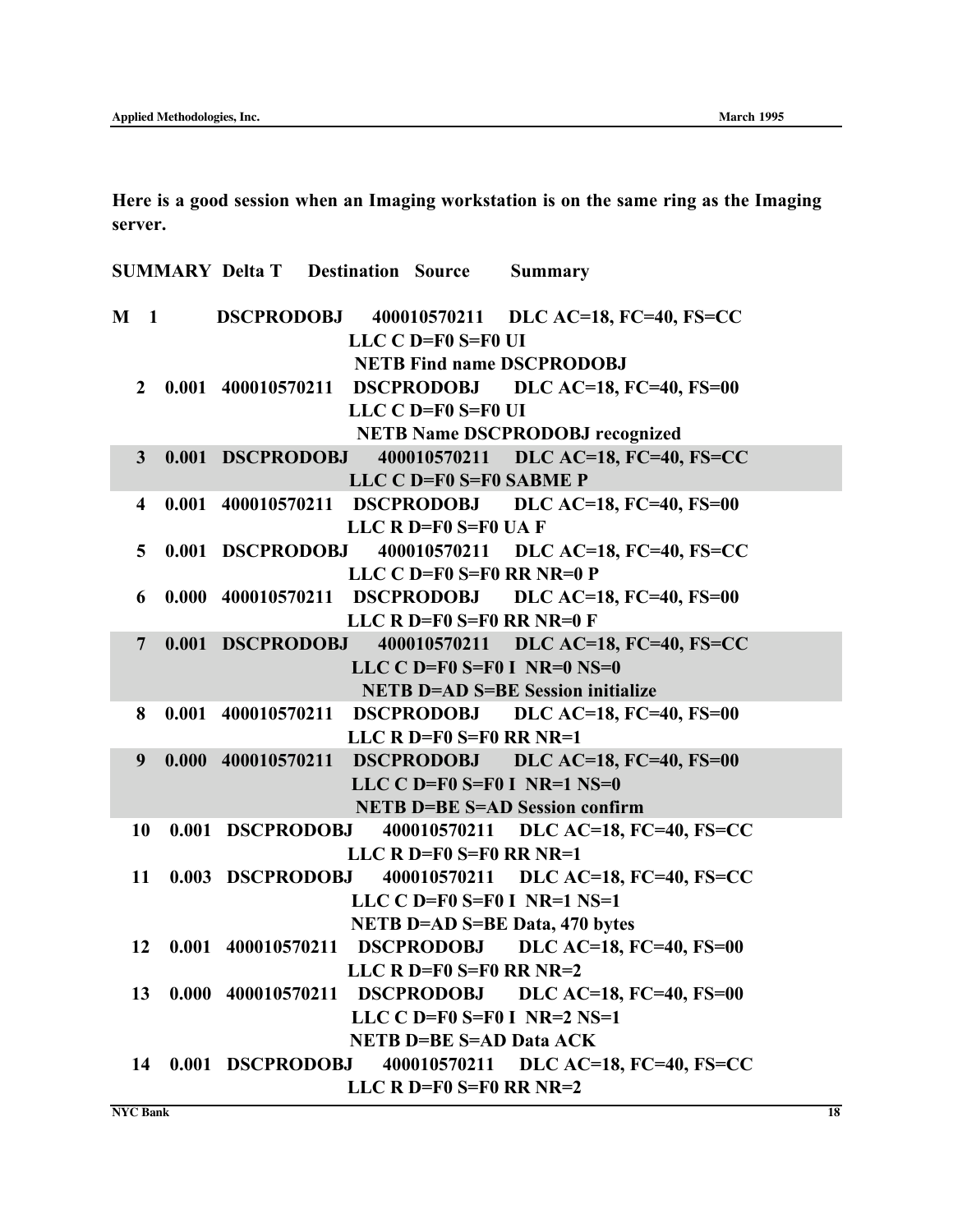**Here is a good session when an Imaging workstation is on the same ring as the Imaging server.**

```
SUMMARY  Delta T   Destination    Source         Summary

M  1               DSCPRODOBJ     400010570211   DLC AC=18, FC=40, FS=CC
                                                 LLC C D=F0 S=F0 UI
                                                 NETB Find name DSCPRODOBJ
   2     0.001     400010570211   DSCPRODOBJ     DLC AC=18, FC=40, FS=00
                                                 LLC C D=F0 S=F0 UI
                                                 NETB Name DSCPRODOBJ recognized
   3     0.001     DSCPRODOBJ     400010570211   DLC AC=18, FC=40, FS=CC
                                                 LLC C D=F0 S=F0 SABME P
   4     0.001     400010570211   DSCPRODOBJ     DLC AC=18, FC=40, FS=00
                                                 LLC R D=F0 S=F0 UA F
   5     0.001     DSCPRODOBJ     400010570211   DLC AC=18, FC=40, FS=CC
                                                 LLC C D=F0 S=F0 RR NR=0 P
   6     0.000     400010570211   DSCPRODOBJ     DLC AC=18, FC=40, FS=00
                                                 LLC R D=F0 S=F0 RR NR=0 F
   7     0.001     DSCPRODOBJ     400010570211   DLC AC=18, FC=40, FS=CC
                                                 LLC C D=F0 S=F0 I  NR=0 NS=0
                                                 NETB D=AD S=BE Session initialize
   8     0.001     400010570211   DSCPRODOBJ     DLC AC=18, FC=40, FS=00
                                                 LLC R D=F0 S=F0 RR NR=1
   9     0.000     400010570211   DSCPRODOBJ     DLC AC=18, FC=40, FS=00
                                                 LLC C D=F0 S=F0 I  NR=1 NS=0
                                                 NETB D=BE S=AD Session confirm
  10     0.001     DSCPRODOBJ     400010570211   DLC AC=18, FC=40, FS=CC
                                                 LLC R D=F0 S=F0 RR NR=1
  11     0.003     DSCPRODOBJ     400010570211   DLC AC=18, FC=40, FS=CC
                                                 LLC C D=F0 S=F0 I  NR=1 NS=1
                                                 NETB D=AD S=BE Data, 470 bytes
  12     0.001     400010570211   DSCPRODOBJ     DLC AC=18, FC=40, FS=00
                                                 LLC R D=F0 S=F0 RR NR=2
  13     0.000     400010570211   DSCPRODOBJ     DLC AC=18, FC=40, FS=00
                                                 LLC C D=F0 S=F0 I  NR=2 NS=1
                                                 NETB D=BE S=AD Data ACK
  14     0.001     DSCPRODOBJ     400010570211   DLC AC=18, FC=40, FS=CC
                                                 LLC R D=F0 S=F0 RR NR=2
```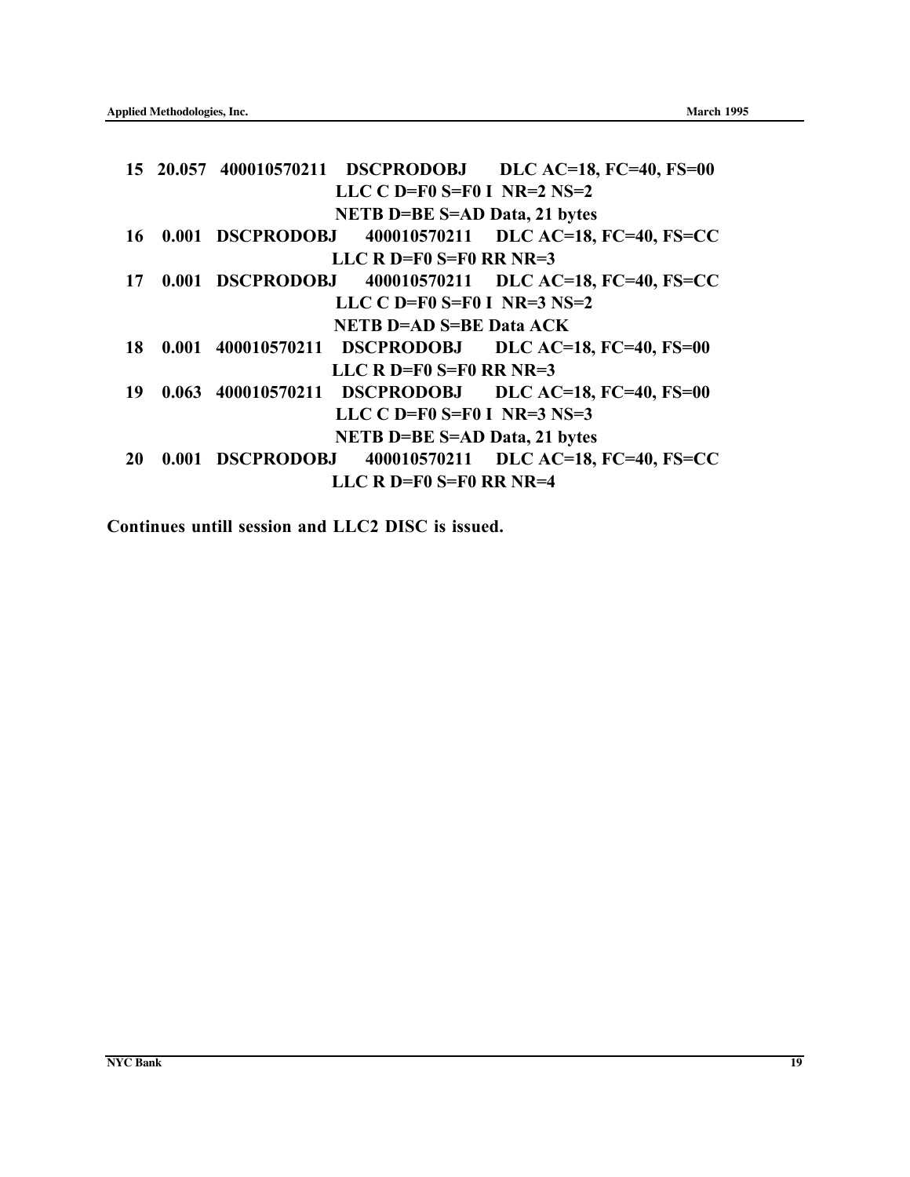```
15  20.057  400010570211   DSCPRODOBJ     DLC AC=18, FC=40, FS=00
                          LLC C D=F0 S=F0 I  NR=2 NS=2
                          NETB D=BE S=AD Data, 21 bytes
16   0.001  DSCPRODOBJ     400010570211   DLC AC=18, FC=40, FS=CC
                          LLC R D=F0 S=F0 RR NR=3
17   0.001  DSCPRODOBJ     400010570211   DLC AC=18, FC=40, FS=CC
                          LLC C D=F0 S=F0 I  NR=3 NS=2
                          NETB D=AD S=BE Data ACK
18   0.001  400010570211   DSCPRODOBJ     DLC AC=18, FC=40, FS=00
                          LLC R D=F0 S=F0 RR NR=3
19   0.063  400010570211   DSCPRODOBJ     DLC AC=18, FC=40, FS=00
                          LLC C D=F0 S=F0 I  NR=3 NS=3
                          NETB D=BE S=AD Data, 21 bytes
20   0.001  DSCPRODOBJ     400010570211   DLC AC=18, FC=40, FS=CC
                          LLC R D=F0 S=F0 RR NR=4
```

**Continues untill session and LLC2 DISC is issued.**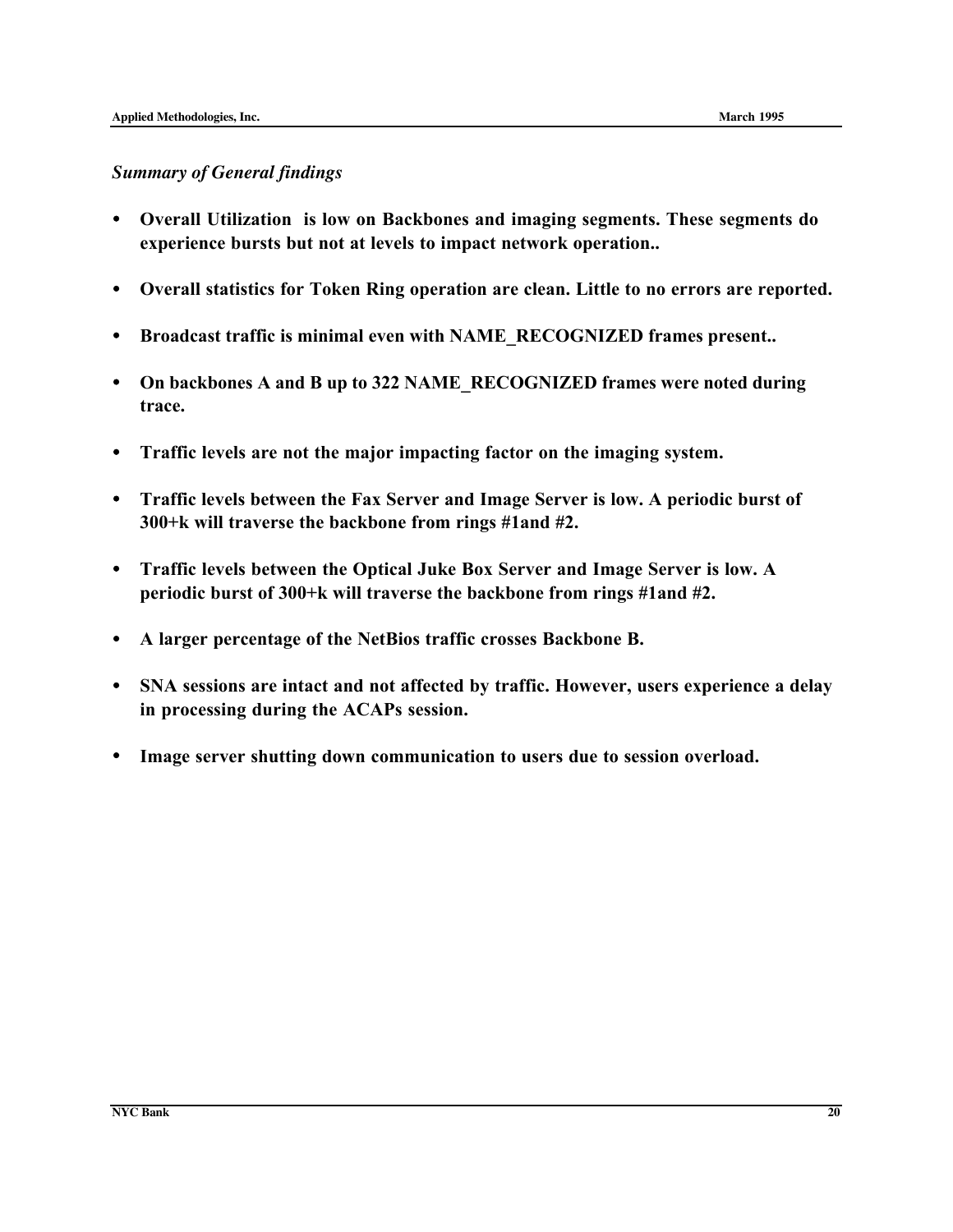*Summary of General findings*

- **Overall Utilization  is low on Backbones and imaging segments. These segments do experience bursts but not at levels to impact network operation..**

- **Overall statistics for Token Ring operation are clean. Little to no errors are reported.**

- **Broadcast traffic is minimal even with NAME_RECOGNIZED frames present..**

- **On backbones A and B up to 322 NAME_RECOGNIZED frames were noted during trace.**

- **Traffic levels are not the major impacting factor on the imaging system.**

- **Traffic levels between the Fax Server and Image Server is low. A periodic burst of 300+k will traverse the backbone from rings #1and #2.**

- **Traffic levels between the Optical Juke Box Server and Image Server is low. A periodic burst of 300+k will traverse the backbone from rings #1and #2.**

- **A larger percentage of the NetBios traffic crosses Backbone B.**

- **SNA sessions are intact and not affected by traffic. However, users experience a delay in processing during the ACAPs session.**

- **Image server shutting down communication to users due to session overload.**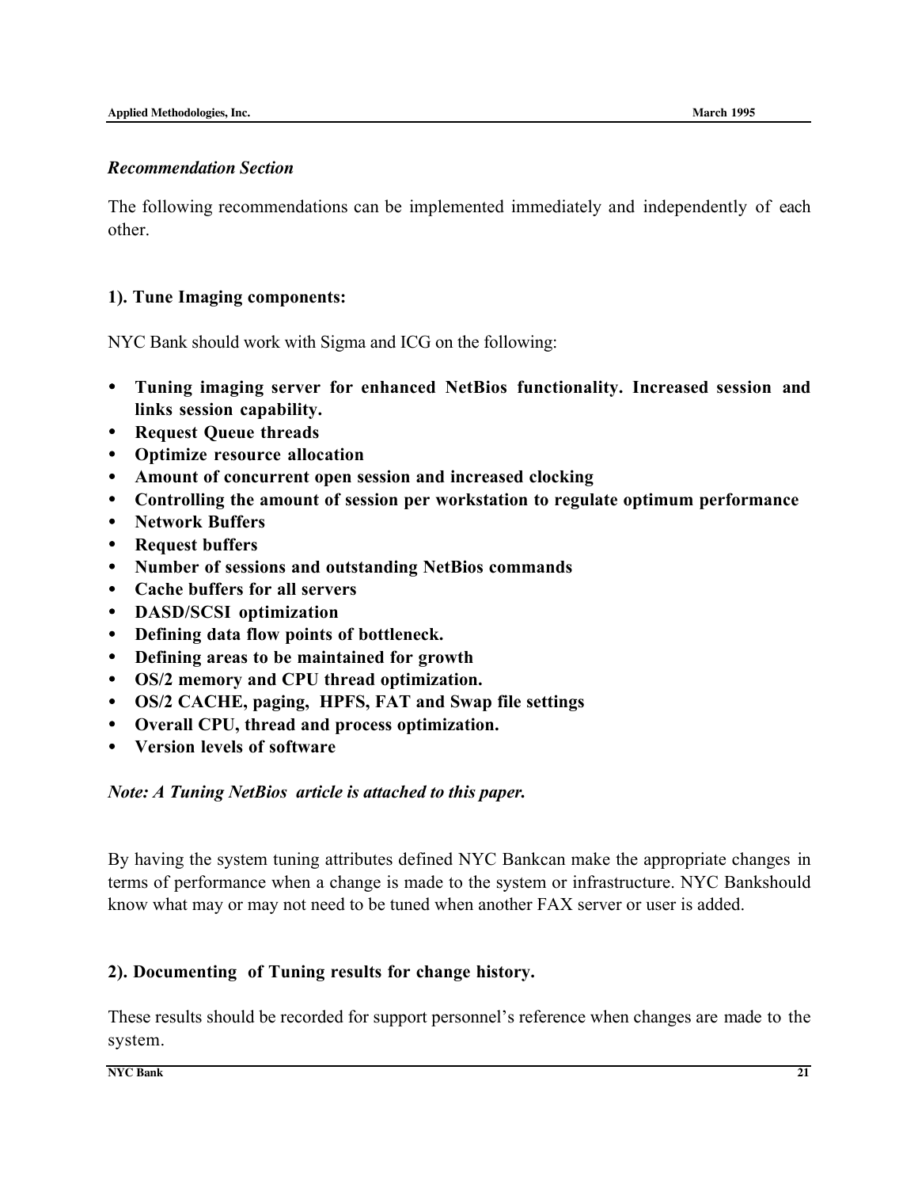*Recommendation Section*

The following recommendations can be implemented immediately and independently of each other.

**1). Tune Imaging components:**

NYC Bank should work with Sigma and ICG on the following:

- **Tuning imaging server for enhanced NetBios functionality. Increased session and links session capability.**
- **Request Queue threads**
- **Optimize resource allocation**
- **Amount of concurrent open session and increased clocking**
- **Controlling the amount of session per workstation to regulate optimum performance**
- **Network Buffers**
- **Request buffers**
- **Number of sessions and outstanding NetBios commands**
- **Cache buffers for all servers**
- **DASD/SCSI optimization**
- **Defining data flow points of bottleneck.**
- **Defining areas to be maintained for growth**
- **OS/2 memory and CPU thread optimization.**
- **OS/2 CACHE, paging, HPFS, FAT and Swap file settings**
- **Overall CPU, thread and process optimization.**
- **Version levels of software**

***Note: A Tuning NetBios article is attached to this paper.***

By having the system tuning attributes defined NYC Bankcan make the appropriate changes in terms of performance when a change is made to the system or infrastructure. NYC Bankshould know what may or may not need to be tuned when another FAX server or user is added.

**2). Documenting of Tuning results for change history.**

These results should be recorded for support personnel's reference when changes are made to the system.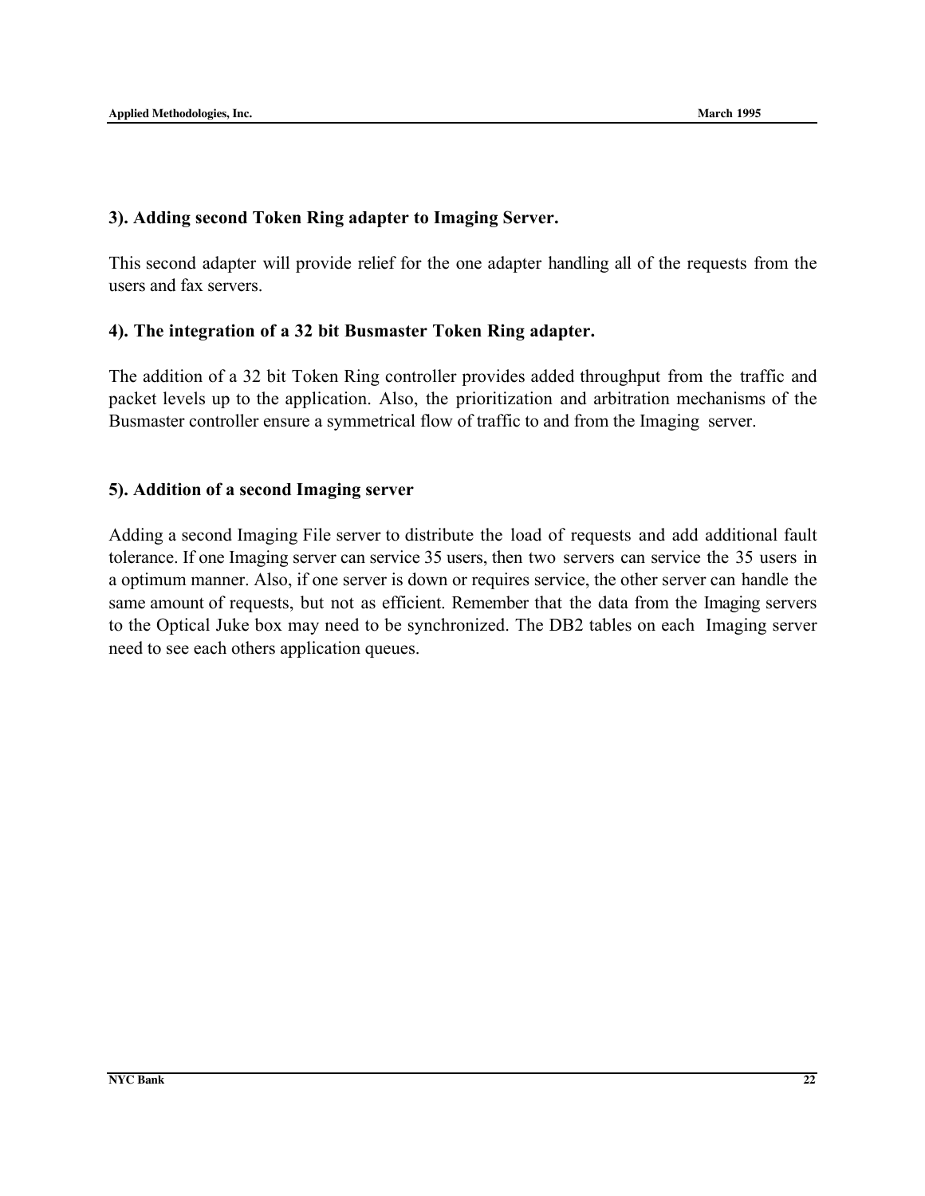### 3). Adding second Token Ring adapter to Imaging Server.

This second adapter will provide relief for the one adapter handling all of the requests from the users and fax servers.

### 4). The integration of a 32 bit Busmaster Token Ring adapter.

The addition of a 32 bit Token Ring controller provides added throughput from the traffic and packet levels up to the application. Also, the prioritization and arbitration mechanisms of the Busmaster controller ensure a symmetrical flow of traffic to and from the Imaging server.

### 5). Addition of a second Imaging server

Adding a second Imaging File server to distribute the load of requests and add additional fault tolerance. If one Imaging server can service 35 users, then two servers can service the 35 users in a optimum manner. Also, if one server is down or requires service, the other server can handle the same amount of requests, but not as efficient. Remember that the data from the Imaging servers to the Optical Juke box may need to be synchronized. The DB2 tables on each Imaging server need to see each others application queues.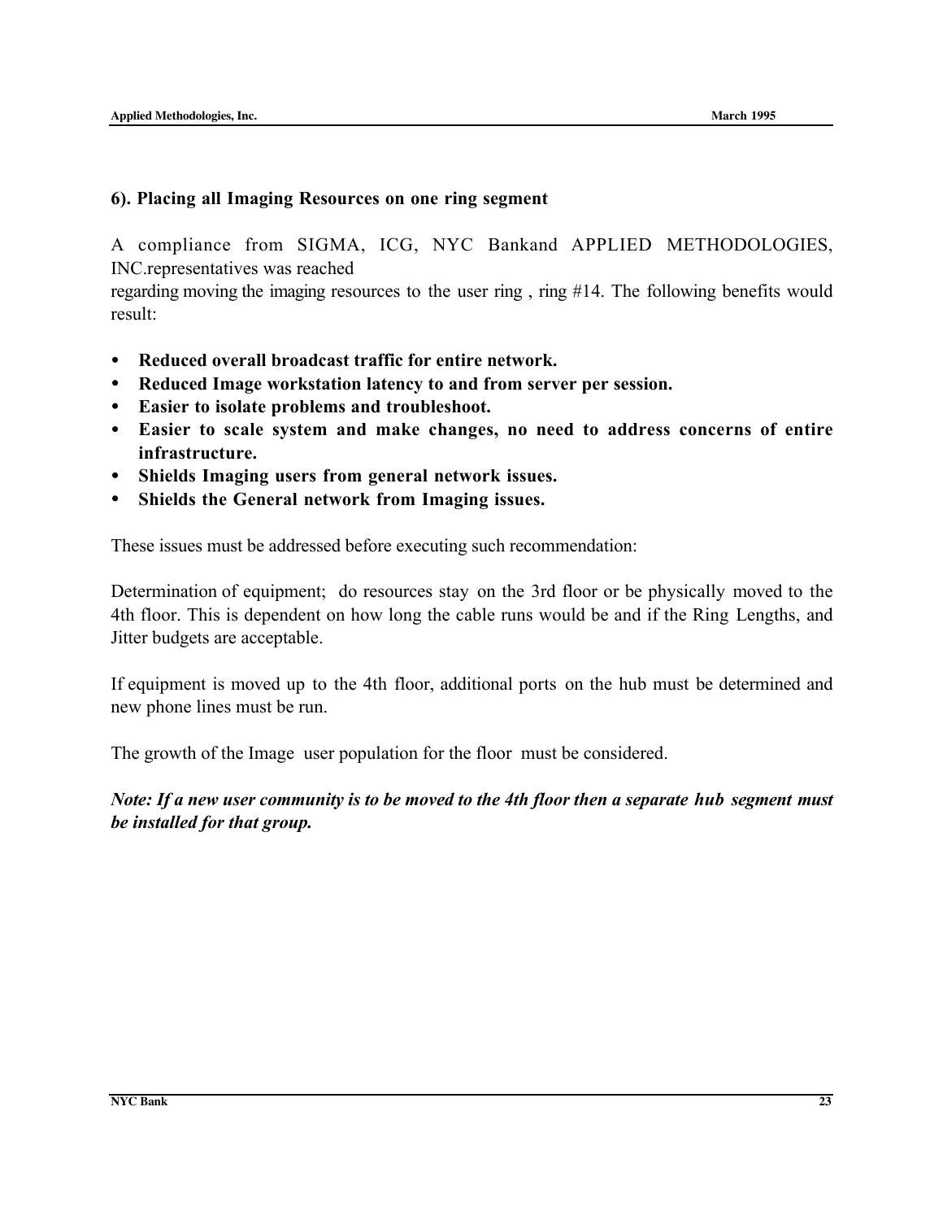### 6). Placing all Imaging Resources on one ring segment

A compliance from SIGMA, ICG, NYC Bankand APPLIED METHODOLOGIES, INC.representatives was reached
regarding moving the imaging resources to the user ring , ring #14. The following benefits would result:

- **Reduced overall broadcast traffic for entire network.**
- **Reduced Image workstation latency to and from server per session.**
- **Easier to isolate problems and troubleshoot.**
- **Easier to scale system and make changes, no need to address concerns of entire infrastructure.**
- **Shields Imaging users from general network issues.**
- **Shields the General network from Imaging issues.**

These issues must be addressed before executing such recommendation:

Determination of equipment; do resources stay on the 3rd floor or be physically moved to the 4th floor. This is dependent on how long the cable runs would be and if the Ring Lengths, and Jitter budgets are acceptable.

If equipment is moved up to the 4th floor, additional ports on the hub must be determined and new phone lines must be run.

The growth of the Image user population for the floor must be considered.

***Note: If a new user community is to be moved to the 4th floor then a separate hub segment must be installed for that group.***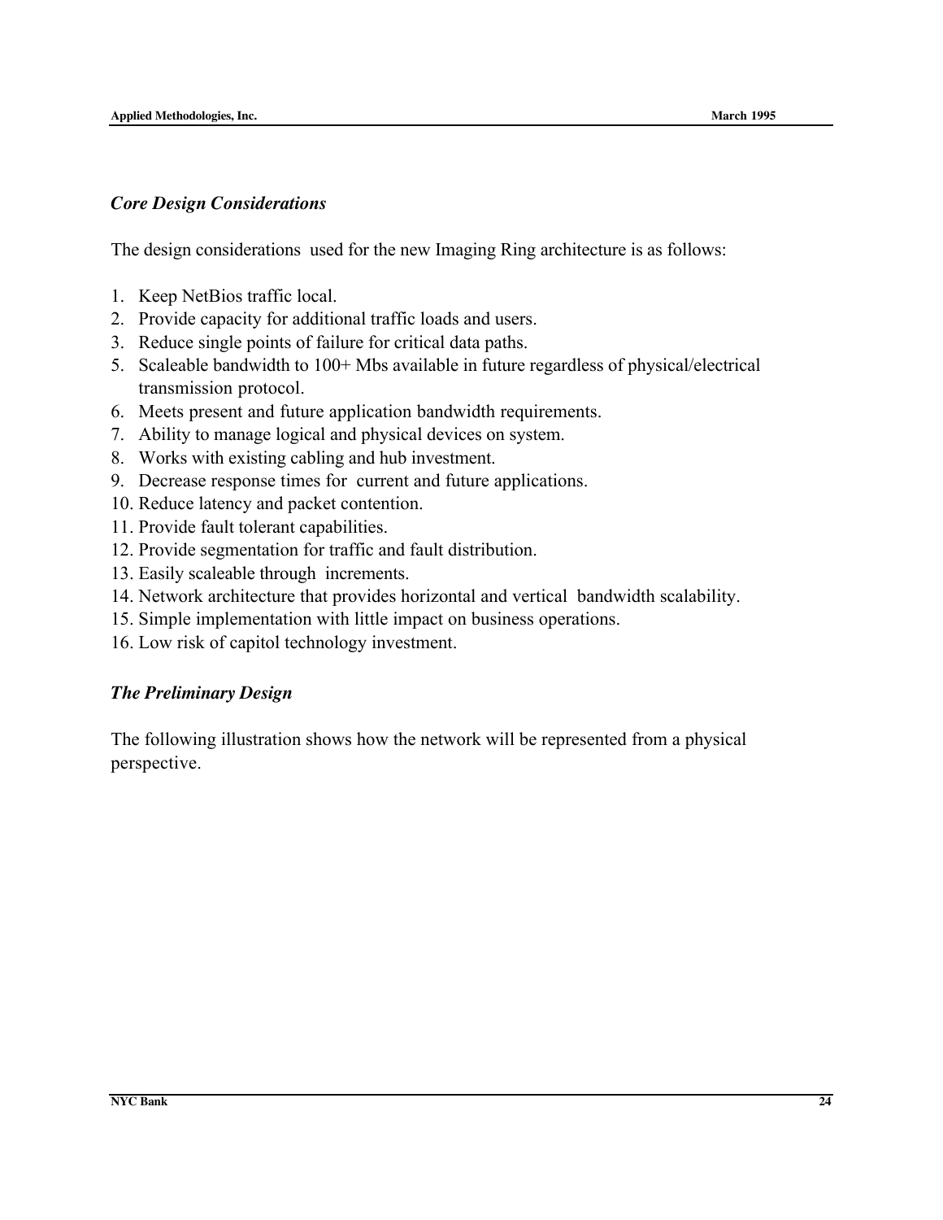### *Core Design Considerations*

The design considerations used for the new Imaging Ring architecture is as follows:

1. Keep NetBios traffic local.
2. Provide capacity for additional traffic loads and users.
3. Reduce single points of failure for critical data paths.
5. Scaleable bandwidth to 100+ Mbs available in future regardless of physical/electrical transmission protocol.
6. Meets present and future application bandwidth requirements.
7. Ability to manage logical and physical devices on system.
8. Works with existing cabling and hub investment.
9. Decrease response times for current and future applications.
10. Reduce latency and packet contention.
11. Provide fault tolerant capabilities.
12. Provide segmentation for traffic and fault distribution.
13. Easily scaleable through increments.
14. Network architecture that provides horizontal and vertical bandwidth scalability.
15. Simple implementation with little impact on business operations.
16. Low risk of capitol technology investment.

### *The Preliminary Design*

The following illustration shows how the network will be represented from a physical perspective.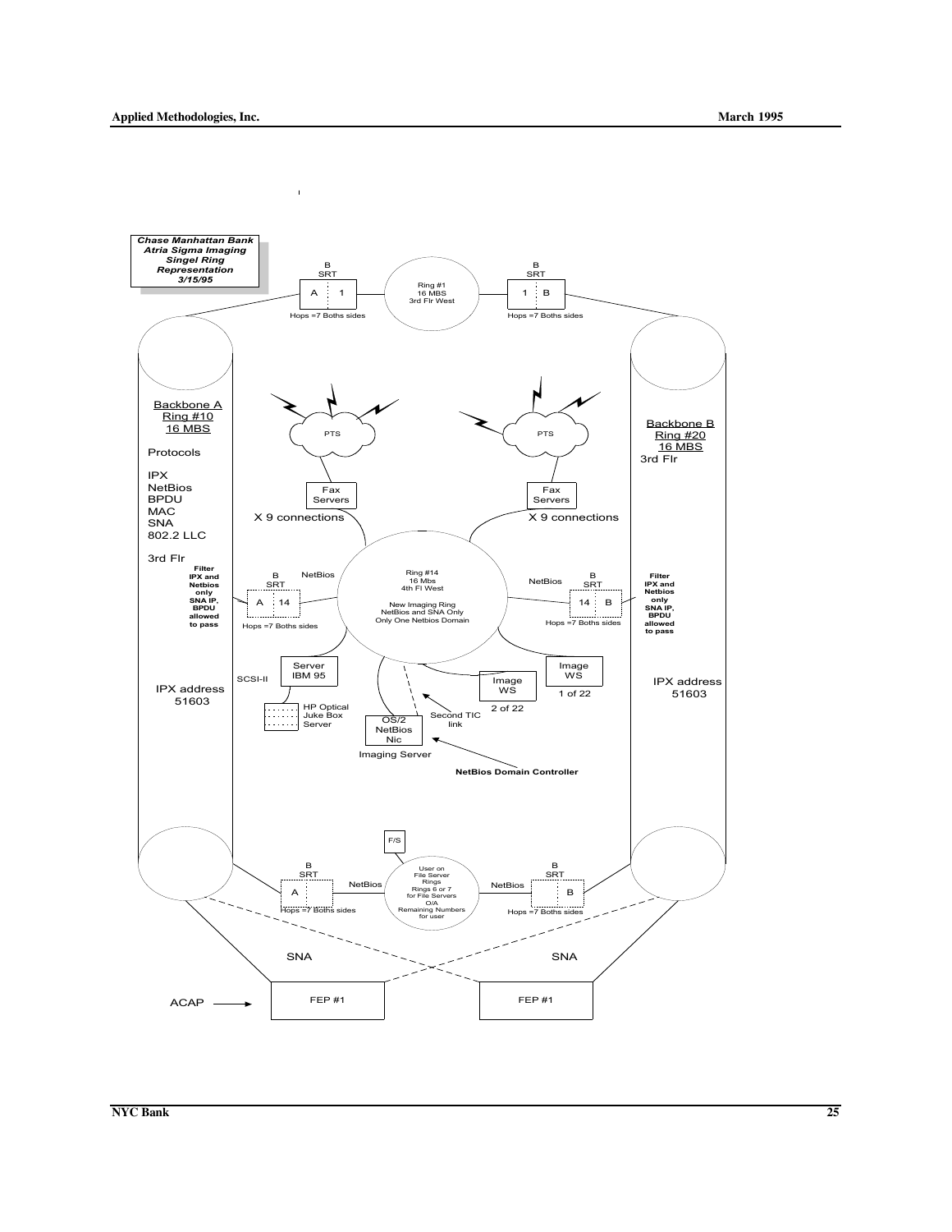*Chase Manhattan Bank*
*Atria Sigma Imaging*
*Singel Ring*
*Representation*
*3/15/95*

B SRT | A | 1 — Ring #1 16 MBS 3rd Flr West — 1 | B SRT

Hops =7 Boths sides

Backbone A
Ring #10
16 MBS

Protocols

IPX
NetBios
BPDU
MAC
SNA
802.2 LLC

3rd Flr

**Filter IPX and Netbios only SNA IP, BPDU allowed to pass**

IPX address 51603

Backbone B
Ring #20
16 MBS
3rd Flr

**Filter IPX and Netbios only SNA IP, BPDU allowed to pass**

IPX address 51603

PTS

PTS

Fax Servers

Fax Servers

X 9 connections

X 9 connections

Ring #14
16 Mbs
4th Fl West

New Imaging Ring
NetBios and SNA Only
Only One Netbios Domain

B SRT | A | 14 — NetBios

NetBios — 14 | B SRT

Hops =7 Boths sides

SCSI-II

Server IBM 95

HP Optical Juke Box Server

OS/2 NetBios Nic

Imaging Server

Second TIC link

**NetBios Domain Controller**

Image WS 2 of 22

Image WS 1 of 22

F/S

User on File Server Rings
Rings 6 or 7 for File Servers
O/A
Remaining Numbers for user

B SRT | A — NetBios

NetBios — B | B SRT

Hops =7 Boths sides

SNA

SNA

ACAP → FEP #1

FEP #1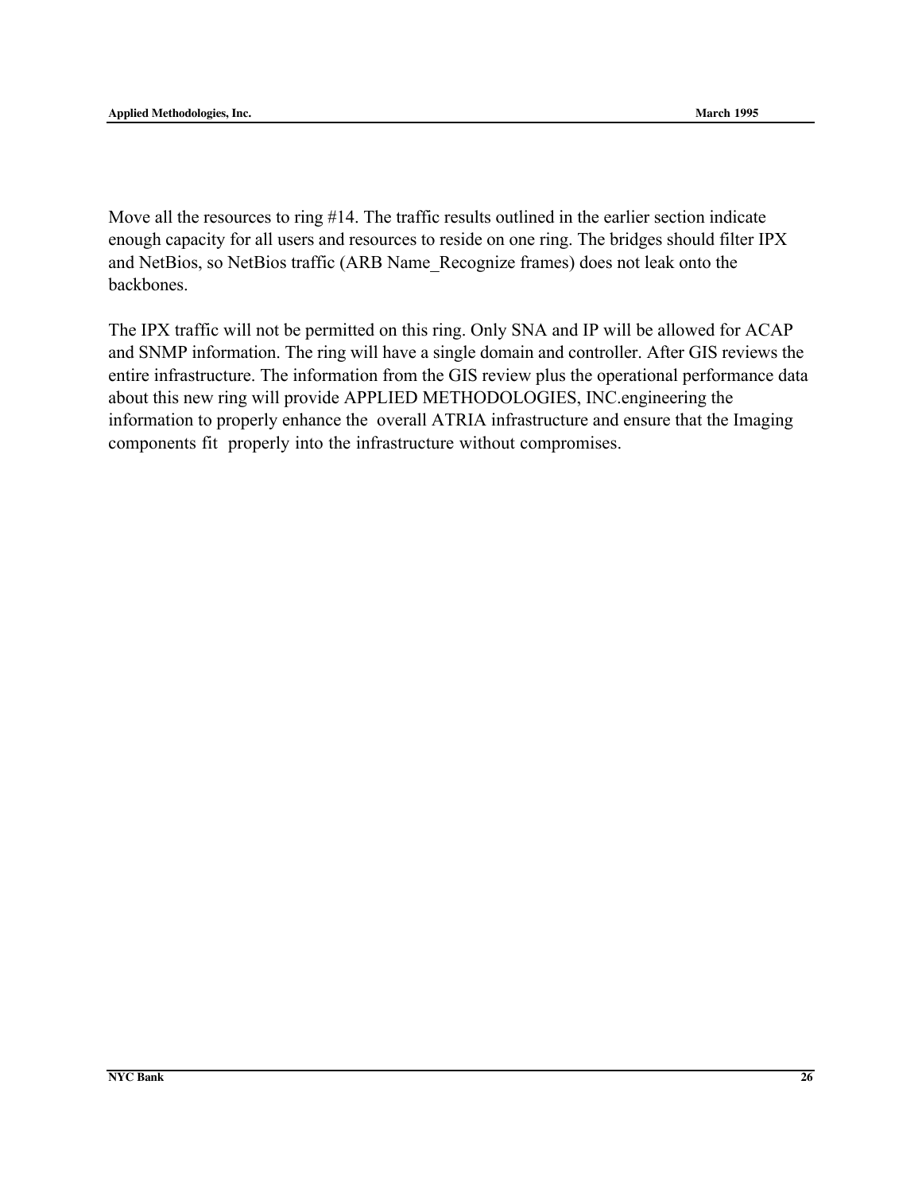Move all the resources to ring #14. The traffic results outlined in the earlier section indicate enough capacity for all users and resources to reside on one ring. The bridges should filter IPX and NetBios, so NetBios traffic (ARB Name_Recognize frames) does not leak onto the backbones.

The IPX traffic will not be permitted on this ring. Only SNA and IP will be allowed for ACAP and SNMP information. The ring will have a single domain and controller. After GIS reviews the entire infrastructure. The information from the GIS review plus the operational performance data about this new ring will provide APPLIED METHODOLOGIES, INC.engineering the information to properly enhance the overall ATRIA infrastructure and ensure that the Imaging components fit properly into the infrastructure without compromises.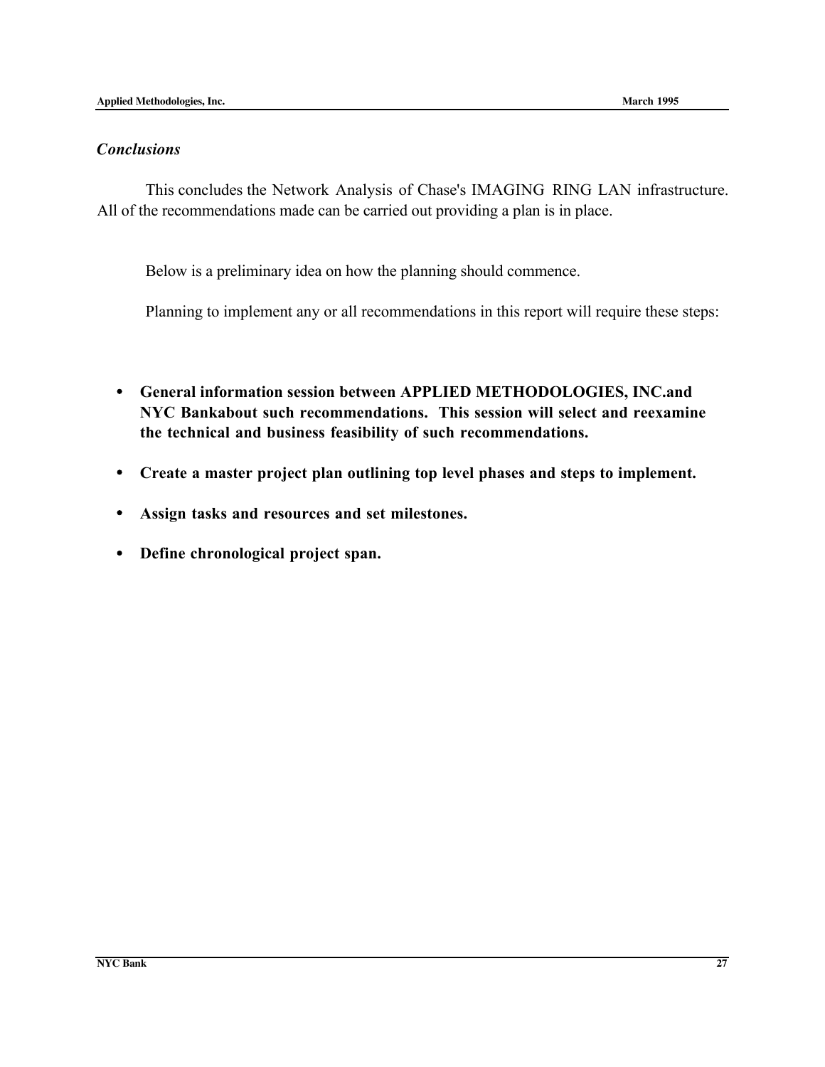### *Conclusions*

This concludes the Network Analysis of Chase's IMAGING RING LAN infrastructure. All of the recommendations made can be carried out providing a plan is in place.

Below is a preliminary idea on how the planning should commence.

Planning to implement any or all recommendations in this report will require these steps:

- **General information session between APPLIED METHODOLOGIES, INC.and NYC Bankabout such recommendations. This session will select and reexamine the technical and business feasibility of such recommendations.**
- **Create a master project plan outlining top level phases and steps to implement.**
- **Assign tasks and resources and set milestones.**
- **Define chronological project span.**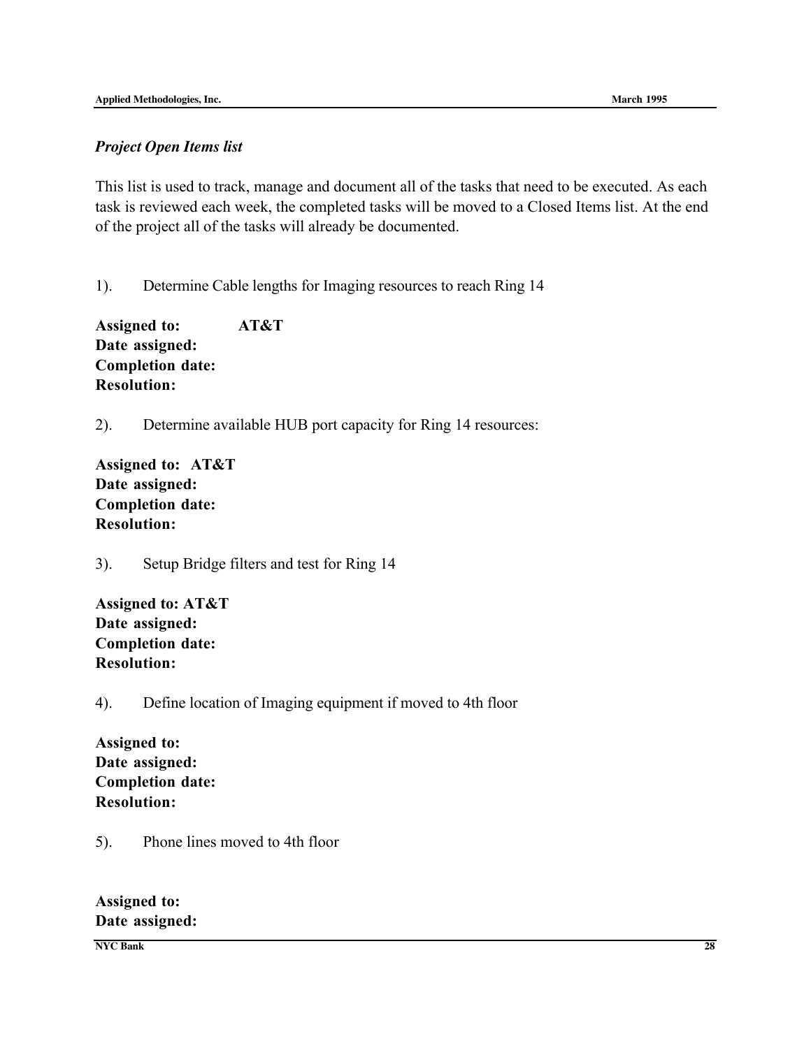*Project Open Items list*

This list is used to track, manage and document all of the tasks that need to be executed. As each task is reviewed each week, the completed tasks will be moved to a Closed Items list. At the end of the project all of the tasks will already be documented.

1). Determine Cable lengths for Imaging resources to reach Ring 14

**Assigned to: AT&T**
**Date assigned:**
**Completion date:**
**Resolution:**

2). Determine available HUB port capacity for Ring 14 resources:

**Assigned to: AT&T**
**Date assigned:**
**Completion date:**
**Resolution:**

3). Setup Bridge filters and test for Ring 14

**Assigned to: AT&T**
**Date assigned:**
**Completion date:**
**Resolution:**

4). Define location of Imaging equipment if moved to 4th floor

**Assigned to:**
**Date assigned:**
**Completion date:**
**Resolution:**

5). Phone lines moved to 4th floor

**Assigned to:**
**Date assigned:**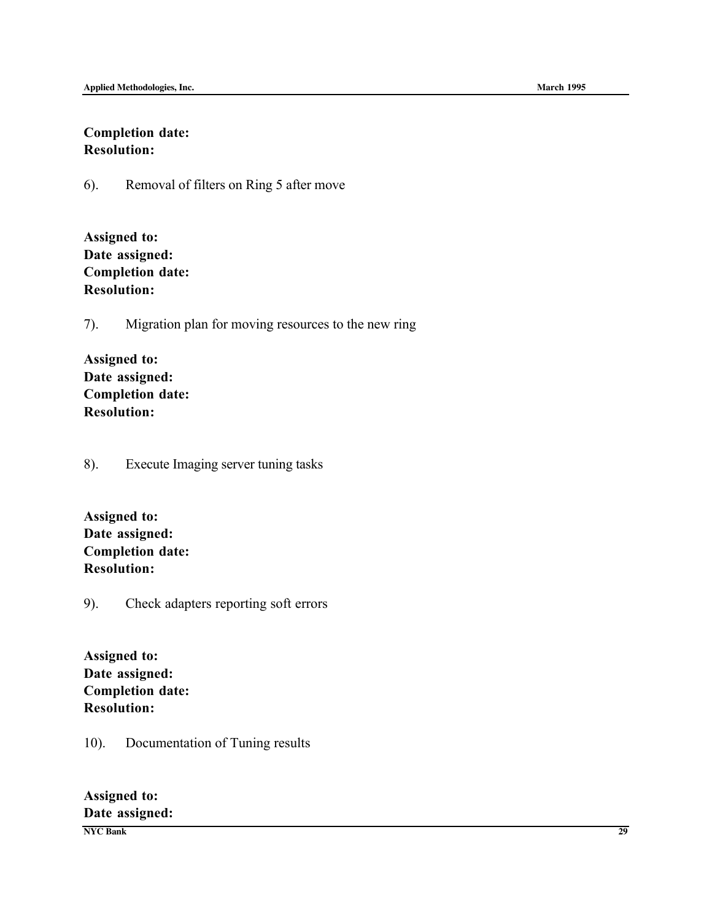**Completion date:**
**Resolution:**

6). Removal of filters on Ring 5 after move

**Assigned to:**
**Date assigned:**
**Completion date:**
**Resolution:**

7). Migration plan for moving resources to the new ring

**Assigned to:**
**Date assigned:**
**Completion date:**
**Resolution:**

8). Execute Imaging server tuning tasks

**Assigned to:**
**Date assigned:**
**Completion date:**
**Resolution:**

9). Check adapters reporting soft errors

**Assigned to:**
**Date assigned:**
**Completion date:**
**Resolution:**

10). Documentation of Tuning results

**Assigned to:**
**Date assigned:**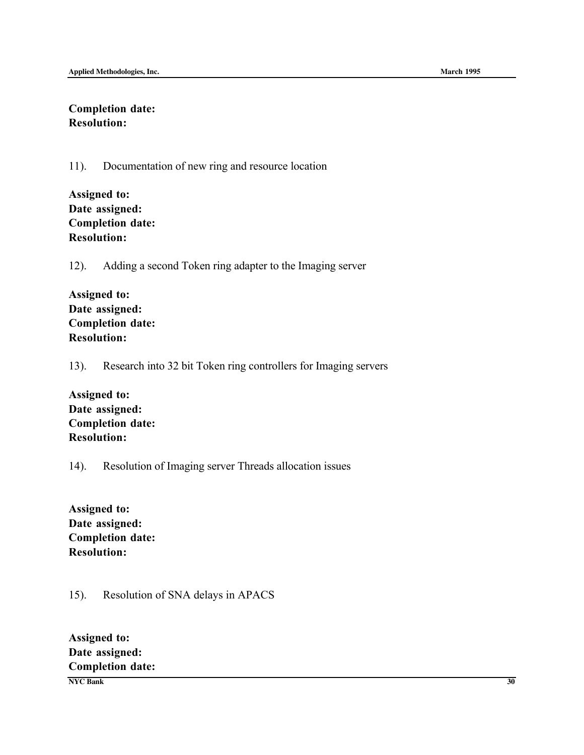**Completion date:**
**Resolution:**

11). Documentation of new ring and resource location

**Assigned to:**
**Date assigned:**
**Completion date:**
**Resolution:**

12). Adding a second Token ring adapter to the Imaging server

**Assigned to:**
**Date assigned:**
**Completion date:**
**Resolution:**

13). Research into 32 bit Token ring controllers for Imaging servers

**Assigned to:**
**Date assigned:**
**Completion date:**
**Resolution:**

14). Resolution of Imaging server Threads allocation issues

**Assigned to:**
**Date assigned:**
**Completion date:**
**Resolution:**

15). Resolution of SNA delays in APACS

**Assigned to:**
**Date assigned:**
**Completion date:**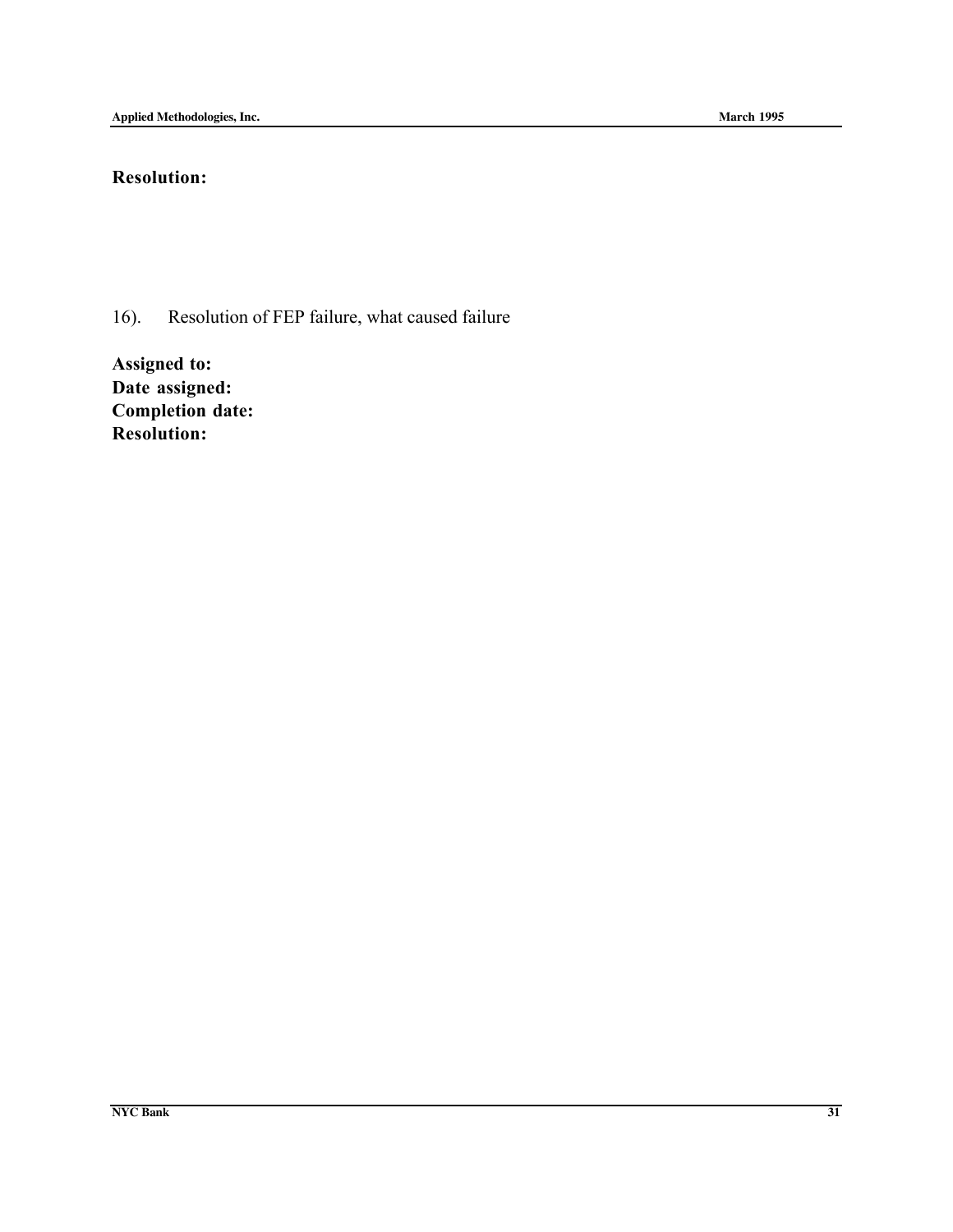**Resolution:**

16). Resolution of FEP failure, what caused failure

**Assigned to:**
**Date assigned:**
**Completion date:**
**Resolution:**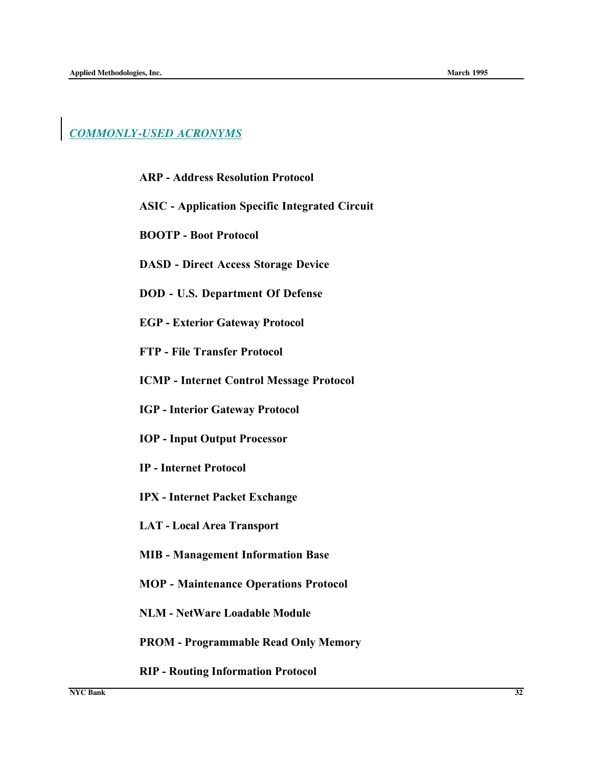## *COMMONLY-USED ACRONYMS*

**ARP - Address Resolution Protocol**

**ASIC - Application Specific Integrated Circuit**

**BOOTP - Boot Protocol**

**DASD - Direct Access Storage Device**

**DOD - U.S. Department Of Defense**

**EGP - Exterior Gateway Protocol**

**FTP - File Transfer Protocol**

**ICMP - Internet Control Message Protocol**

**IGP - Interior Gateway Protocol**

**IOP - Input Output Processor**

**IP - Internet Protocol**

**IPX - Internet Packet Exchange**

**LAT - Local Area Transport**

**MIB - Management Information Base**

**MOP - Maintenance Operations Protocol**

**NLM - NetWare Loadable Module**

**PROM - Programmable Read Only Memory**

**RIP - Routing Information Protocol**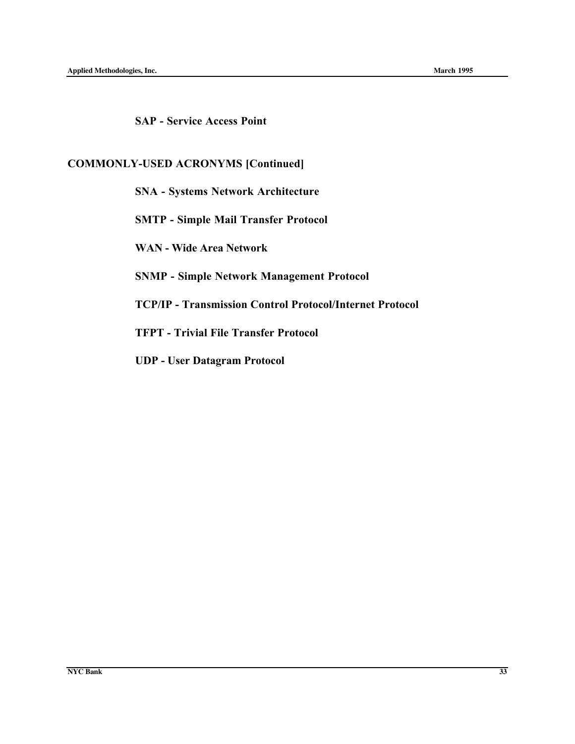**SAP - Service Access Point**

## COMMONLY-USED ACRONYMS [Continued]

**SNA - Systems Network Architecture**

**SMTP - Simple Mail Transfer Protocol**

**WAN - Wide Area Network**

**SNMP - Simple Network Management Protocol**

**TCP/IP - Transmission Control Protocol/Internet Protocol**

**TFPT - Trivial File Transfer Protocol**

**UDP - User Datagram Protocol**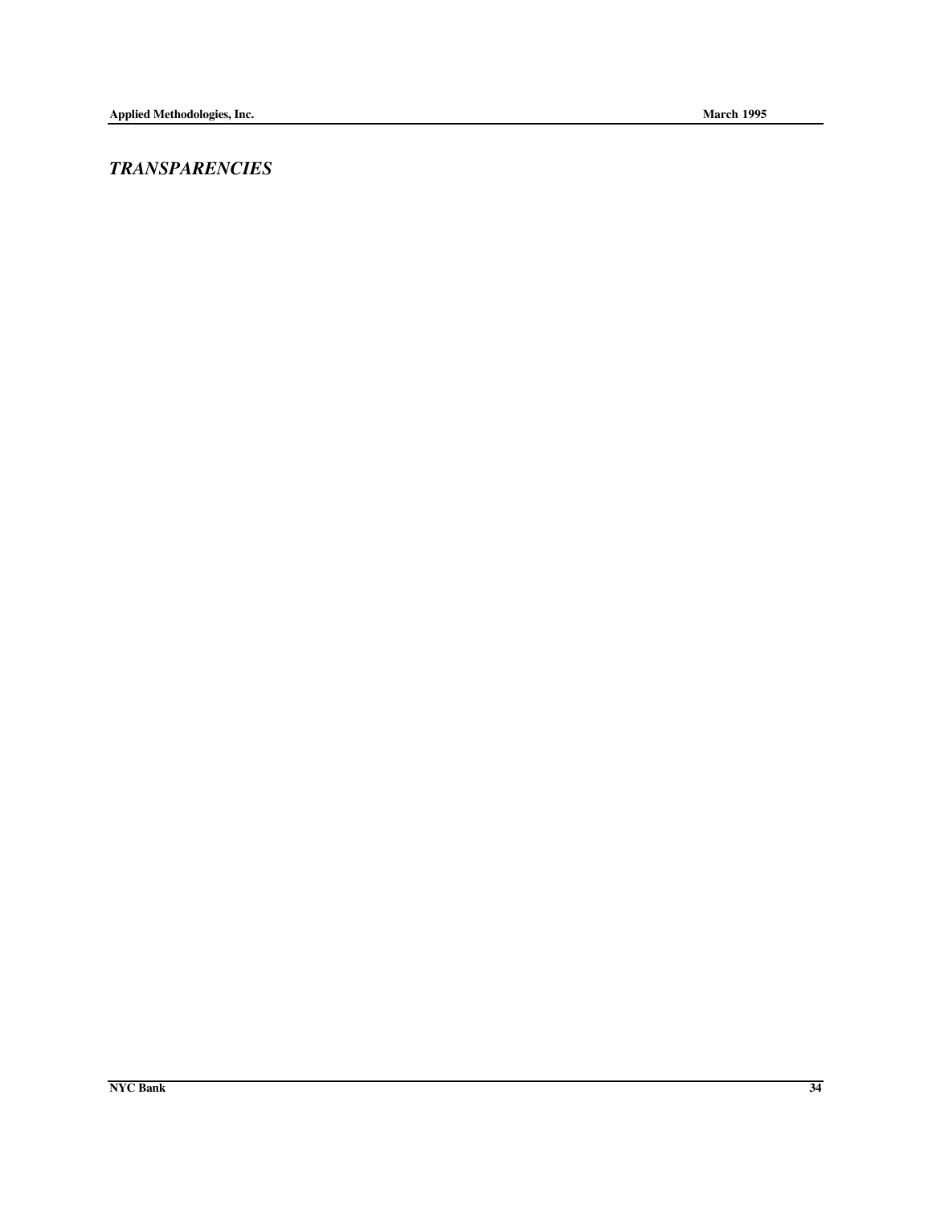## *TRANSPARENCIES*